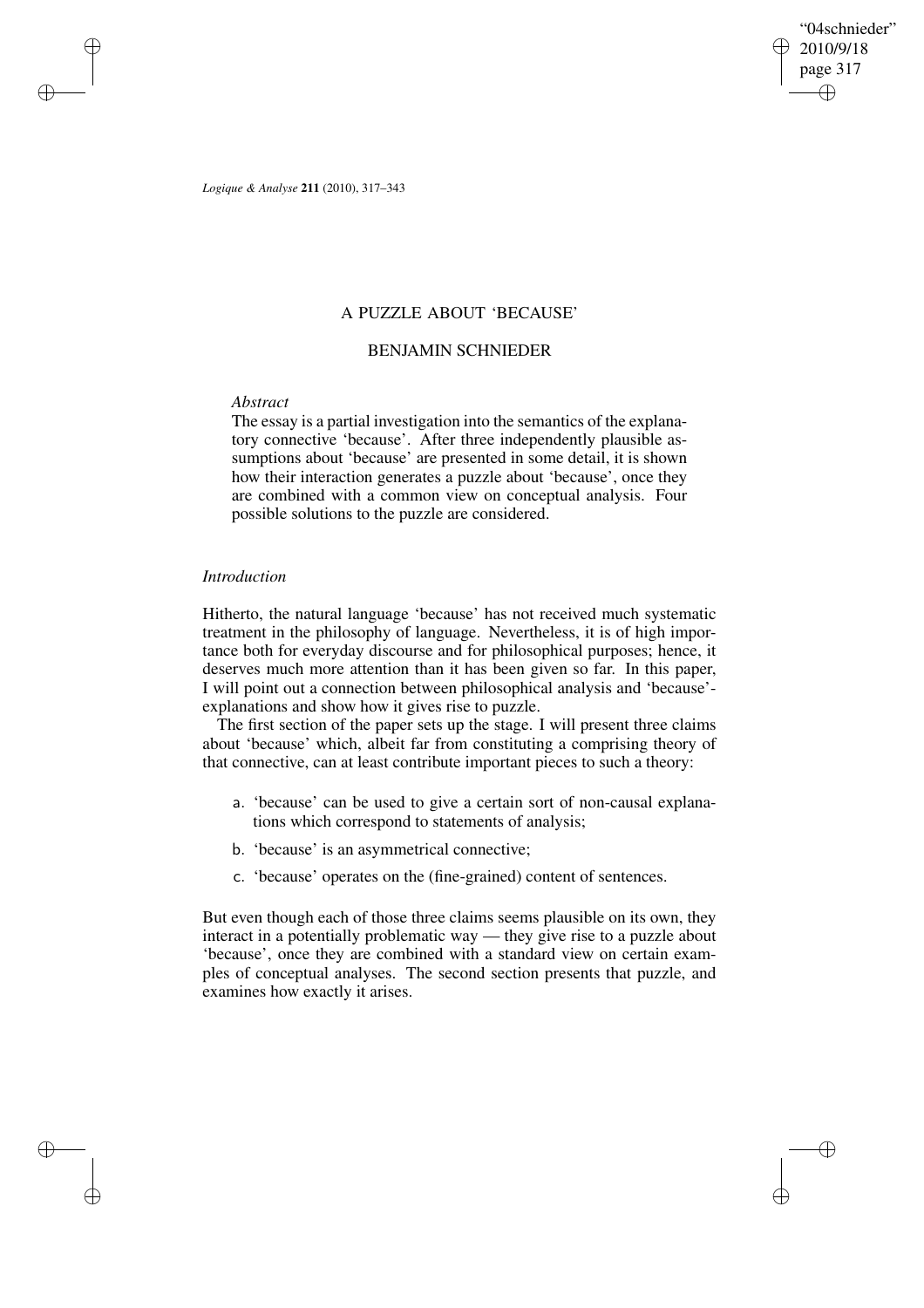# A PUZZLE ABOUT 'BECAUSE'

## BENJAMIN SCHNIEDER

*Abstract*

The essay is a partial investigation into the semantics of the explanatory connective 'because'. After three independently plausible assumptions about 'because' are presented in some detail, it is shown how their interaction generates a puzzle about 'because', once they are combined with a common view on conceptual analysis. Four possible solutions to the puzzle are considered.

### *Introduction*

Hitherto, the natural language 'because' has not received much systematic treatment in the philosophy of language. Nevertheless, it is of high importance both for everyday discourse and for philosophical purposes; hence, it deserves much more attention than it has been given so far. In this paper, I will point out a connection between philosophical analysis and 'because'-explanations and show how it gives rise to puzzle.

The first section of the paper sets up the stage. I will present three claims about 'because' which, albeit far from constituting a comprising theory of that connective, can at least contribute important pieces to such a theory:

a. 'because' can be used to give a certain sort of non-causal explanations which correspond to statements of analysis;

b. 'because' is an asymmetrical connective;

c. 'because' operates on the (fine-grained) content of sentences.

But even though each of those three claims seems plausible on its own, they interact in a potentially problematic way — they give rise to a puzzle about 'because', once they are combined with a standard view on certain examples of conceptual analyses. The second section presents that puzzle, and examines how exactly it arises.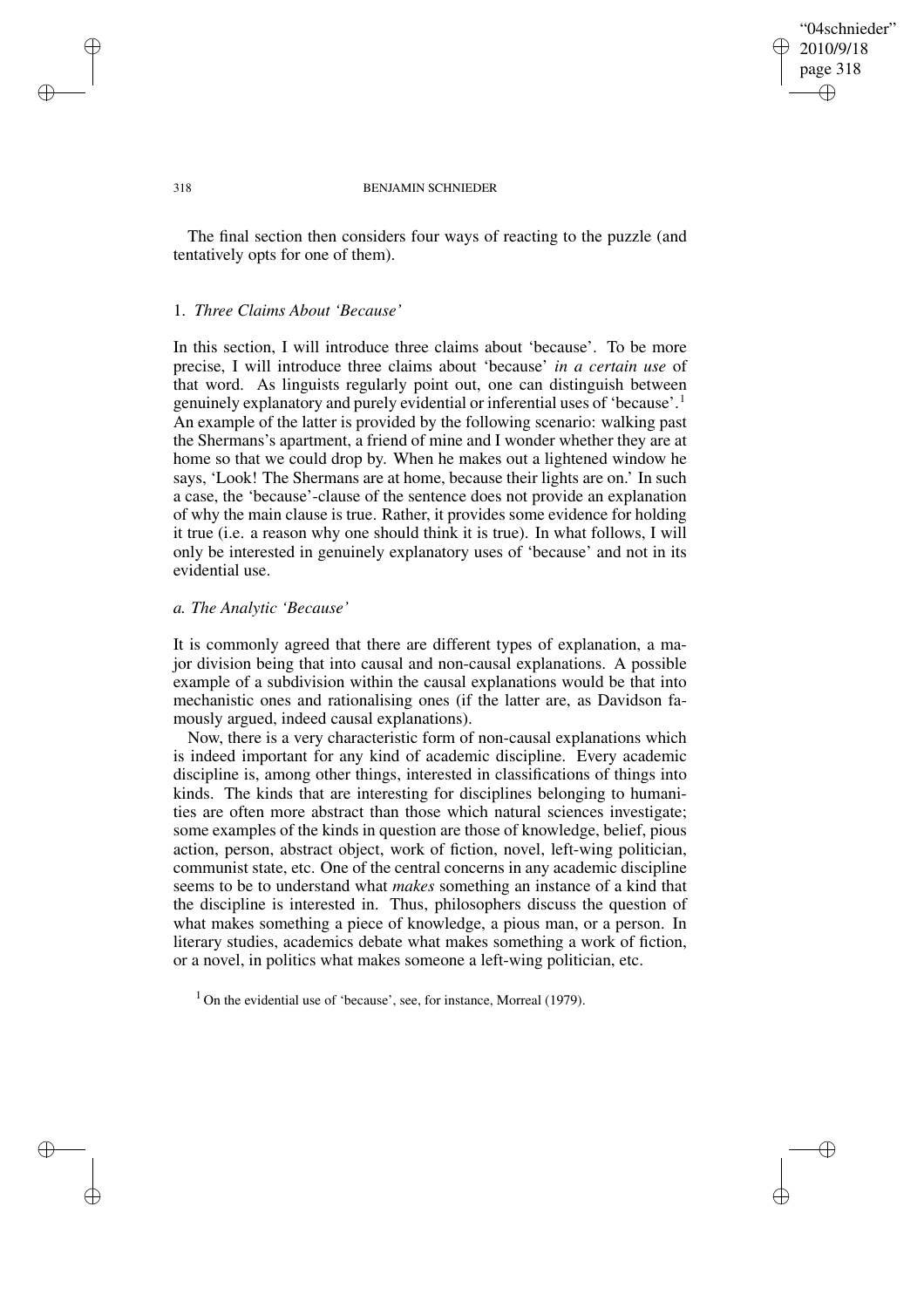The final section then considers four ways of reacting to the puzzle (and tentatively opts for one of them).

## 1. *Three Claims About 'Because'*

In this section, I will introduce three claims about 'because'. To be more precise, I will introduce three claims about 'because' *in a certain use* of that word. As linguists regularly point out, one can distinguish between genuinely explanatory and purely evidential or inferential uses of 'because'.[1] An example of the latter is provided by the following scenario: walking past the Shermans's apartment, a friend of mine and I wonder whether they are at home so that we could drop by. When he makes out a lightened window he says, 'Look! The Shermans are at home, because their lights are on.' In such a case, the 'because'-clause of the sentence does not provide an explanation of why the main clause is true. Rather, it provides some evidence for holding it true (i.e. a reason why one should think it is true). In what follows, I will only be interested in genuinely explanatory uses of 'because' and not in its evidential use.

### *a. The Analytic 'Because'*

It is commonly agreed that there are different types of explanation, a major division being that into causal and non-causal explanations. A possible example of a subdivision within the causal explanations would be that into mechanistic ones and rationalising ones (if the latter are, as Davidson famously argued, indeed causal explanations).

Now, there is a very characteristic form of non-causal explanations which is indeed important for any kind of academic discipline. Every academic discipline is, among other things, interested in classifications of things into kinds. The kinds that are interesting for disciplines belonging to humanities are often more abstract than those which natural sciences investigate; some examples of the kinds in question are those of knowledge, belief, pious action, person, abstract object, work of fiction, novel, left-wing politician, communist state, etc. One of the central concerns in any academic discipline seems to be to understand what *makes* something an instance of a kind that the discipline is interested in. Thus, philosophers discuss the question of what makes something a piece of knowledge, a pious man, or a person. In literary studies, academics debate what makes something a work of fiction, or a novel, in politics what makes someone a left-wing politician, etc.

[1] On the evidential use of 'because', see, for instance, Morreal (1979).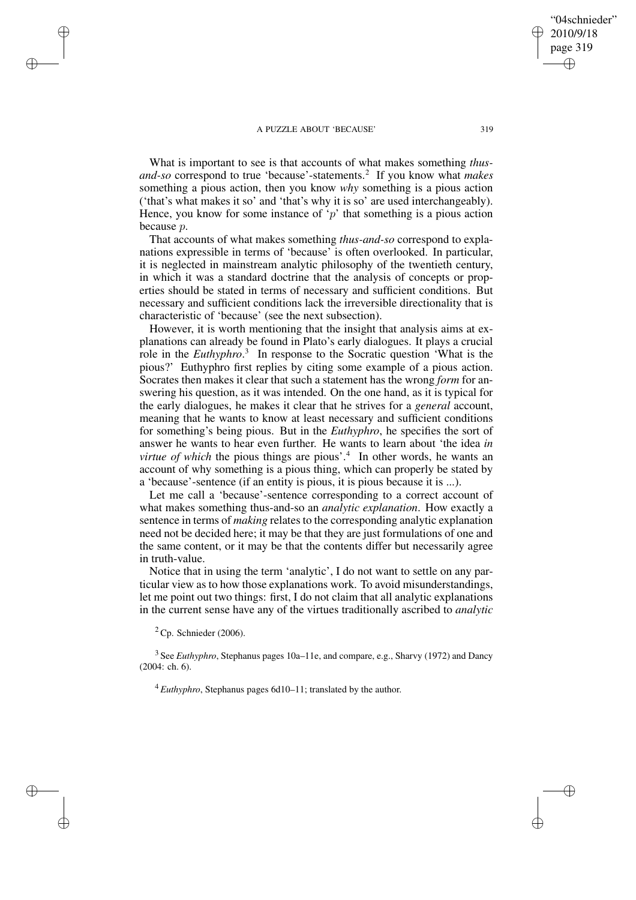What is important to see is that accounts of what makes something *thus-and-so* correspond to true 'because'-statements.[2] If you know what *makes* something a pious action, then you know *why* something is a pious action ('that's what makes it so' and 'that's why it is so' are used interchangeably). Hence, you know for some instance of '$p$' that something is a pious action because $p$.

That accounts of what makes something *thus-and-so* correspond to explanations expressible in terms of 'because' is often overlooked. In particular, it is neglected in mainstream analytic philosophy of the twentieth century, in which it was a standard doctrine that the analysis of concepts or properties should be stated in terms of necessary and sufficient conditions. But necessary and sufficient conditions lack the irreversible directionality that is characteristic of 'because' (see the next subsection).

However, it is worth mentioning that the insight that analysis aims at explanations can already be found in Plato's early dialogues. It plays a crucial role in the *Euthyphro*.[3] In response to the Socratic question 'What is the pious?' Euthyphro first replies by citing some example of a pious action. Socrates then makes it clear that such a statement has the wrong *form* for answering his question, as it was intended. On the one hand, as it is typical for the early dialogues, he makes it clear that he strives for a *general* account, meaning that he wants to know at least necessary and sufficient conditions for something's being pious. But in the *Euthyphro*, he specifies the sort of answer he wants to hear even further. He wants to learn about 'the idea *in virtue of which* the pious things are pious'.[4] In other words, he wants an account of why something is a pious thing, which can properly be stated by a 'because'-sentence (if an entity is pious, it is pious because it is ...).

Let me call a 'because'-sentence corresponding to a correct account of what makes something thus-and-so an *analytic explanation*. How exactly a sentence in terms of *making* relates to the corresponding analytic explanation need not be decided here; it may be that they are just formulations of one and the same content, or it may be that the contents differ but necessarily agree in truth-value.

Notice that in using the term 'analytic', I do not want to settle on any particular view as to how those explanations work. To avoid misunderstandings, let me point out two things: first, I do not claim that all analytic explanations in the current sense have any of the virtues traditionally ascribed to *analytic*

[2] Cp. Schnieder (2006).

[3] See *Euthyphro*, Stephanus pages 10a–11e, and compare, e.g., Sharvy (1972) and Dancy (2004: ch. 6).

[4] *Euthyphro*, Stephanus pages 6d10–11; translated by the author.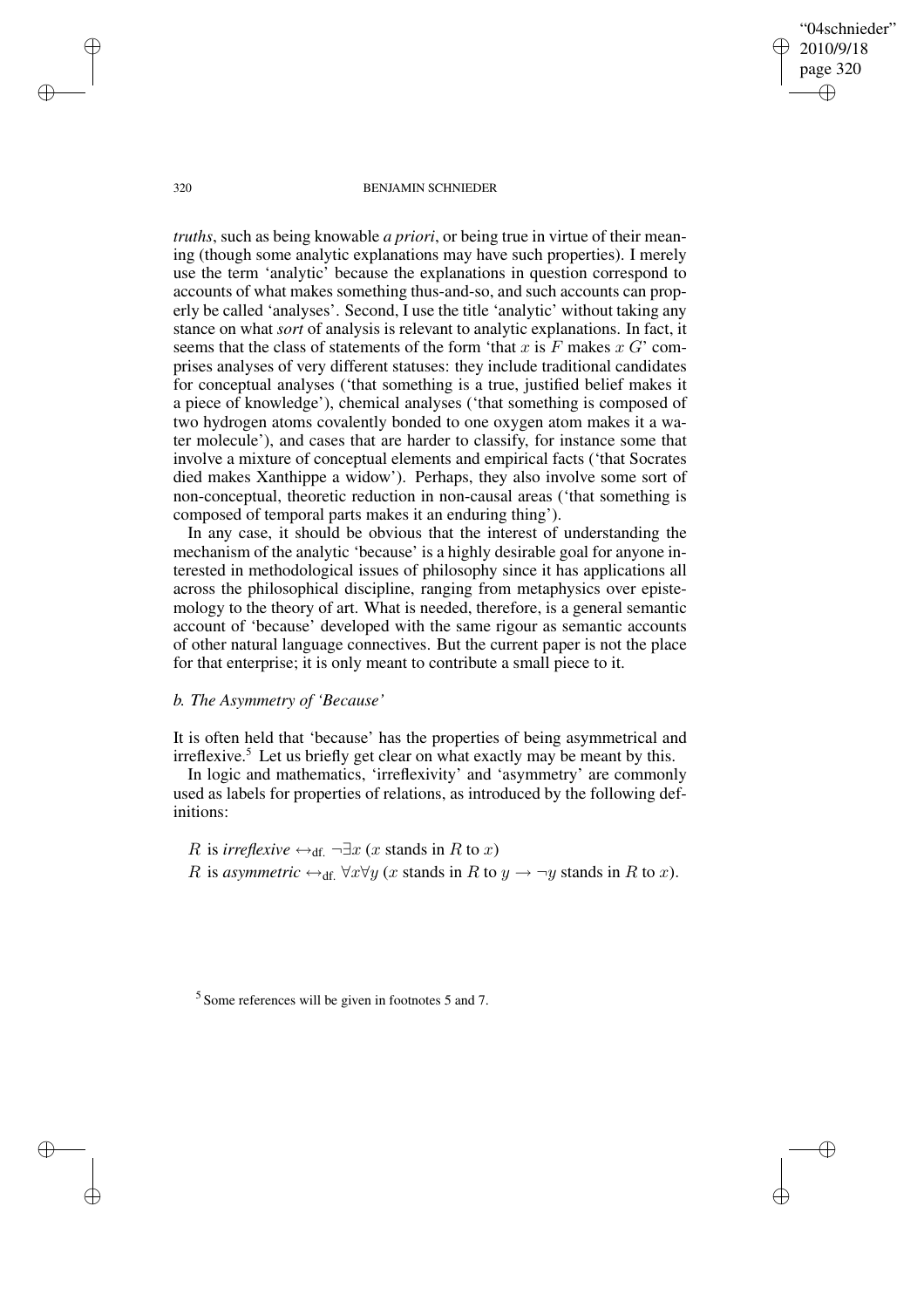*truths*, such as being knowable *a priori*, or being true in virtue of their meaning (though some analytic explanations may have such properties). I merely use the term 'analytic' because the explanations in question correspond to accounts of what makes something thus-and-so, and such accounts can properly be called 'analyses'. Second, I use the title 'analytic' without taking any stance on what *sort* of analysis is relevant to analytic explanations. In fact, it seems that the class of statements of the form 'that $x$ is $F$ makes $x$ $G$' comprises analyses of very different statuses: they include traditional candidates for conceptual analyses ('that something is a true, justified belief makes it a piece of knowledge'), chemical analyses ('that something is composed of two hydrogen atoms covalently bonded to one oxygen atom makes it a water molecule'), and cases that are harder to classify, for instance some that involve a mixture of conceptual elements and empirical facts ('that Socrates died makes Xanthippe a widow'). Perhaps, they also involve some sort of non-conceptual, theoretic reduction in non-causal areas ('that something is composed of temporal parts makes it an enduring thing').

In any case, it should be obvious that the interest of understanding the mechanism of the analytic 'because' is a highly desirable goal for anyone interested in methodological issues of philosophy since it has applications all across the philosophical discipline, ranging from metaphysics over epistemology to the theory of art. What is needed, therefore, is a general semantic account of 'because' developed with the same rigour as semantic accounts of other natural language connectives. But the current paper is not the place for that enterprise; it is only meant to contribute a small piece to it.

### *b. The Asymmetry of 'Because'*

It is often held that 'because' has the properties of being asymmetrical and irreflexive.[5] Let us briefly get clear on what exactly may be meant by this.

In logic and mathematics, 'irreflexivity' and 'asymmetry' are commonly used as labels for properties of relations, as introduced by the following definitions:

$R$ is *irreflexive* $\leftrightarrow_{\text{df.}} \neg\exists x$ ($x$ stands in $R$ to $x$)
$R$ is *asymmetric* $\leftrightarrow_{\text{df.}} \forall x \forall y$ ($x$ stands in $R$ to $y \rightarrow \neg y$ stands in $R$ to $x$).

[5] Some references will be given in footnotes 5 and 7.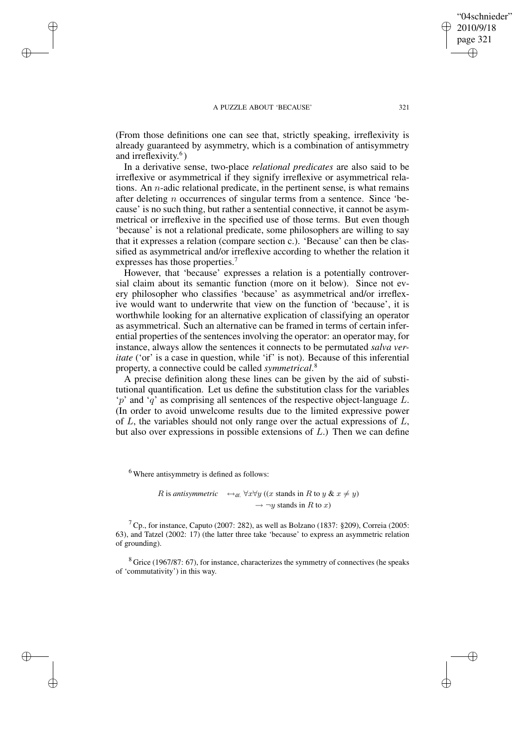(From those definitions one can see that, strictly speaking, irreflexivity is already guaranteed by asymmetry, which is a combination of antisymmetry and irreflexivity.[6])

In a derivative sense, two-place *relational predicates* are also said to be irreflexive or asymmetrical if they signify irreflexive or asymmetrical relations. An $n$-adic relational predicate, in the pertinent sense, is what remains after deleting $n$ occurrences of singular terms from a sentence. Since 'because' is no such thing, but rather a sentential connective, it cannot be asymmetrical or irreflexive in the specified use of those terms. But even though 'because' is not a relational predicate, some philosophers are willing to say that it expresses a relation (compare section c.). 'Because' can then be classified as asymmetrical and/or irreflexive according to whether the relation it expresses has those properties.[7]

However, that 'because' expresses a relation is a potentially controversial claim about its semantic function (more on it below). Since not every philosopher who classifies 'because' as asymmetrical and/or irreflexive would want to underwrite that view on the function of 'because', it is worthwhile looking for an alternative explication of classifying an operator as asymmetrical. Such an alternative can be framed in terms of certain inferential properties of the sentences involving the operator: an operator may, for instance, always allow the sentences it connects to be permutated *salva veritate* ('or' is a case in question, while 'if' is not). Because of this inferential property, a connective could be called *symmetrical*.[8]

A precise definition along these lines can be given by the aid of substitutional quantification. Let us define the substitution class for the variables '$p$' and '$q$' as comprising all sentences of the respective object-language $L$. (In order to avoid unwelcome results due to the limited expressive power of $L$, the variables should not only range over the actual expressions of $L$, but also over expressions in possible extensions of $L$.) Then we can define

---

[6] Where antisymmetry is defined as follows:

$$R \text{ is } \textit{antisymmetric} \quad \leftrightarrow_{\text{df.}} \forall x \forall y \, ((x \text{ stands in } R \text{ to } y \;\&\; x \neq y) \rightarrow \neg y \text{ stands in } R \text{ to } x)$$

[7] Cp., for instance, Caputo (2007: 282), as well as Bolzano (1837: §209), Correia (2005: 63), and Tatzel (2002: 17) (the latter three take 'because' to express an asymmetric relation of grounding).

[8] Grice (1967/87: 67), for instance, characterizes the symmetry of connectives (he speaks of 'commutativity') in this way.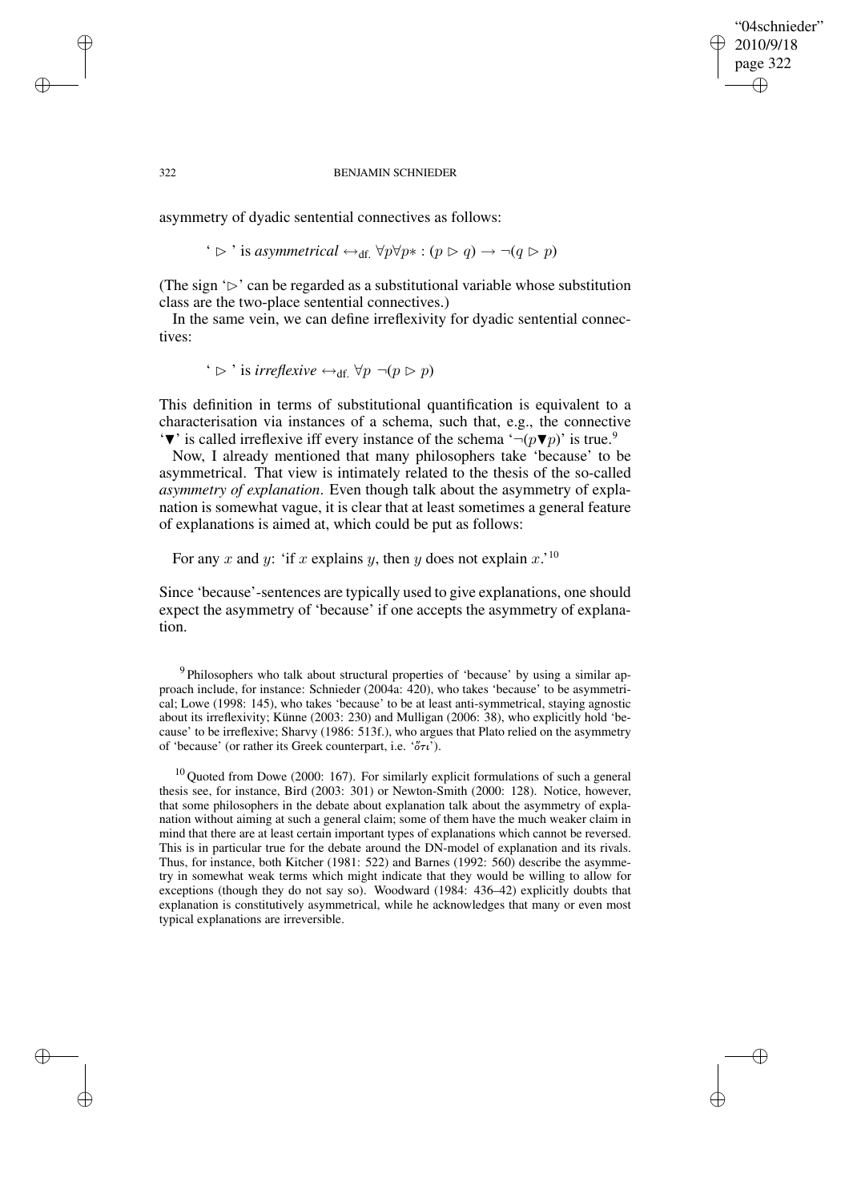asymmetry of dyadic sentential connectives as follows:

$$\text{`} \rhd \text{' is } \textit{asymmetrical} \leftrightarrow_{\text{df.}} \forall p \forall p* : (p \rhd q) \rightarrow \neg(q \rhd p)$$

(The sign '$\rhd$' can be regarded as a substitutional variable whose substitution class are the two-place sentential connectives.)

In the same vein, we can define irreflexivity for dyadic sentential connectives:

$$\text{`} \rhd \text{' is } \textit{irreflexive} \leftrightarrow_{\text{df.}} \forall p \ \neg(p \rhd p)$$

This definition in terms of substitutional quantification is equivalent to a characterisation via instances of a schema, such that, e.g., the connective '$\blacktriangledown$' is called irreflexive iff every instance of the schema '$\neg(p \blacktriangledown p)$' is true.[9]

Now, I already mentioned that many philosophers take 'because' to be asymmetrical. That view is intimately related to the thesis of the so-called *asymmetry of explanation*. Even though talk about the asymmetry of explanation is somewhat vague, it is clear that at least sometimes a general feature of explanations is aimed at, which could be put as follows:

For any $x$ and $y$: 'if $x$ explains $y$, then $y$ does not explain $x$.'[10]

Since 'because'-sentences are typically used to give explanations, one should expect the asymmetry of 'because' if one accepts the asymmetry of explanation.

[9] Philosophers who talk about structural properties of 'because' by using a similar approach include, for instance: Schnieder (2004a: 420), who takes 'because' to be asymmetrical; Lowe (1998: 145), who takes 'because' to be at least anti-symmetrical, staying agnostic about its irreflexivity; Künne (2003: 230) and Mulligan (2006: 38), who explicitly hold 'because' to be irreflexive; Sharvy (1986: 513f.), who argues that Plato relied on the asymmetry of 'because' (or rather its Greek counterpart, i.e. 'ὅτι').

[10] Quoted from Dowe (2000: 167). For similarly explicit formulations of such a general thesis see, for instance, Bird (2003: 301) or Newton-Smith (2000: 128). Notice, however, that some philosophers in the debate about explanation talk about the asymmetry of explanation without aiming at such a general claim; some of them have the much weaker claim in mind that there are at least certain important types of explanations which cannot be reversed. This is in particular true for the debate around the DN-model of explanation and its rivals. Thus, for instance, both Kitcher (1981: 522) and Barnes (1992: 560) describe the asymmetry in somewhat weak terms which might indicate that they would be willing to allow for exceptions (though they do not say so). Woodward (1984: 436–42) explicitly doubts that explanation is constitutively asymmetrical, while he acknowledges that many or even most typical explanations are irreversible.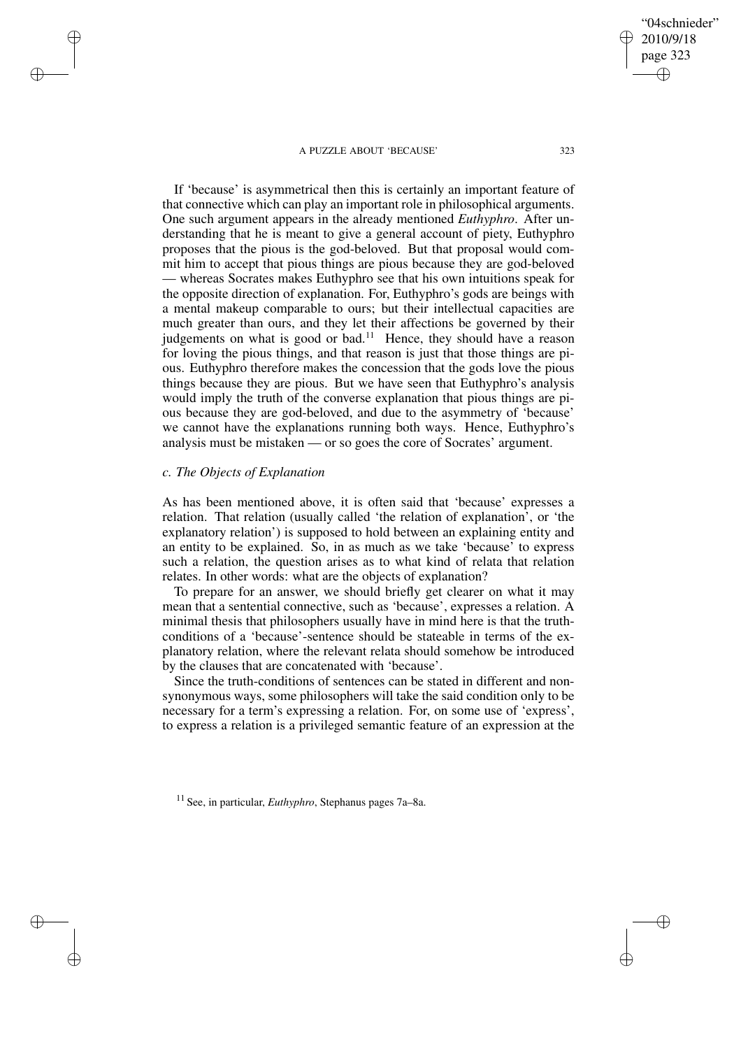If 'because' is asymmetrical then this is certainly an important feature of that connective which can play an important role in philosophical arguments. One such argument appears in the already mentioned *Euthyphro*. After understanding that he is meant to give a general account of piety, Euthyphro proposes that the pious is the god-beloved. But that proposal would commit him to accept that pious things are pious because they are god-beloved — whereas Socrates makes Euthyphro see that his own intuitions speak for the opposite direction of explanation. For, Euthyphro's gods are beings with a mental makeup comparable to ours; but their intellectual capacities are much greater than ours, and they let their affections be governed by their judgements on what is good or bad.[11] Hence, they should have a reason for loving the pious things, and that reason is just that those things are pious. Euthyphro therefore makes the concession that the gods love the pious things because they are pious. But we have seen that Euthyphro's analysis would imply the truth of the converse explanation that pious things are pious because they are god-beloved, and due to the asymmetry of 'because' we cannot have the explanations running both ways. Hence, Euthyphro's analysis must be mistaken — or so goes the core of Socrates' argument.

### *c. The Objects of Explanation*

As has been mentioned above, it is often said that 'because' expresses a relation. That relation (usually called 'the relation of explanation', or 'the explanatory relation') is supposed to hold between an explaining entity and an entity to be explained. So, in as much as we take 'because' to express such a relation, the question arises as to what kind of relata that relation relates. In other words: what are the objects of explanation?

To prepare for an answer, we should briefly get clearer on what it may mean that a sentential connective, such as 'because', expresses a relation. A minimal thesis that philosophers usually have in mind here is that the truth-conditions of a 'because'-sentence should be stateable in terms of the explanatory relation, where the relevant relata should somehow be introduced by the clauses that are concatenated with 'because'.

Since the truth-conditions of sentences can be stated in different and non-synonymous ways, some philosophers will take the said condition only to be necessary for a term's expressing a relation. For, on some use of 'express', to express a relation is a privileged semantic feature of an expression at the

[11] See, in particular, *Euthyphro*, Stephanus pages 7a–8a.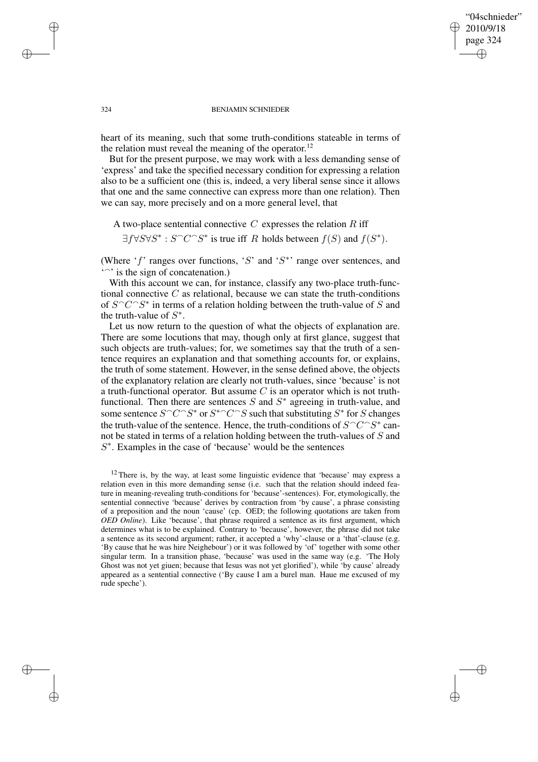heart of its meaning, such that some truth-conditions stateable in terms of the relation must reveal the meaning of the operator.[12]

But for the present purpose, we may work with a less demanding sense of 'express' and take the specified necessary condition for expressing a relation also to be a sufficient one (this is, indeed, a very liberal sense since it allows that one and the same connective can express more than one relation). Then we can say, more precisely and on a more general level, that

> A two-place sentential connective $C$ expresses the relation $R$ iff
> $\exists f \forall S \forall S^* : S^\frown C^\frown S^*$ is true iff $R$ holds between $f(S)$ and $f(S^*)$.

(Where '$f$' ranges over functions, '$S$' and '$S^*$' range over sentences, and '$^\frown$' is the sign of concatenation.)

With this account we can, for instance, classify any two-place truth-functional connective $C$ as relational, because we can state the truth-conditions of $S^\frown C^\frown S^*$ in terms of a relation holding between the truth-value of $S$ and the truth-value of $S^*$.

Let us now return to the question of what the objects of explanation are. There are some locutions that may, though only at first glance, suggest that such objects are truth-values; for, we sometimes say that the truth of a sentence requires an explanation and that something accounts for, or explains, the truth of some statement. However, in the sense defined above, the objects of the explanatory relation are clearly not truth-values, since 'because' is not a truth-functional operator. But assume $C$ is an operator which is not truth-functional. Then there are sentences $S$ and $S^*$ agreeing in truth-value, and some sentence $S^\frown C^\frown S^*$ or $S^{*\frown} C^\frown S$ such that substituting $S^*$ for $S$ changes the truth-value of the sentence. Hence, the truth-conditions of $S^\frown C^\frown S^*$ cannot be stated in terms of a relation holding between the truth-values of $S$ and $S^*$. Examples in the case of 'because' would be the sentences

[12] There is, by the way, at least some linguistic evidence that 'because' may express a relation even in this more demanding sense (i.e. such that the relation should indeed feature in meaning-revealing truth-conditions for 'because'-sentences). For, etymologically, the sentential connective 'because' derives by contraction from 'by cause', a phrase consisting of a preposition and the noun 'cause' (cp. OED; the following quotations are taken from *OED Online*). Like 'because', that phrase required a sentence as its first argument, which determines what is to be explained. Contrary to 'because', however, the phrase did not take a sentence as its second argument; rather, it accepted a 'why'-clause or a 'that'-clause (e.g. 'By cause that he was hire Neighebour') or it was followed by 'of' together with some other singular term. In a transition phase, 'because' was used in the same way (e.g. 'The Holy Ghost was not yet giuen; because that Iesus was not yet glorified'), while 'by cause' already appeared as a sentential connective ('By cause I am a burel man. Haue me excused of my rude speche').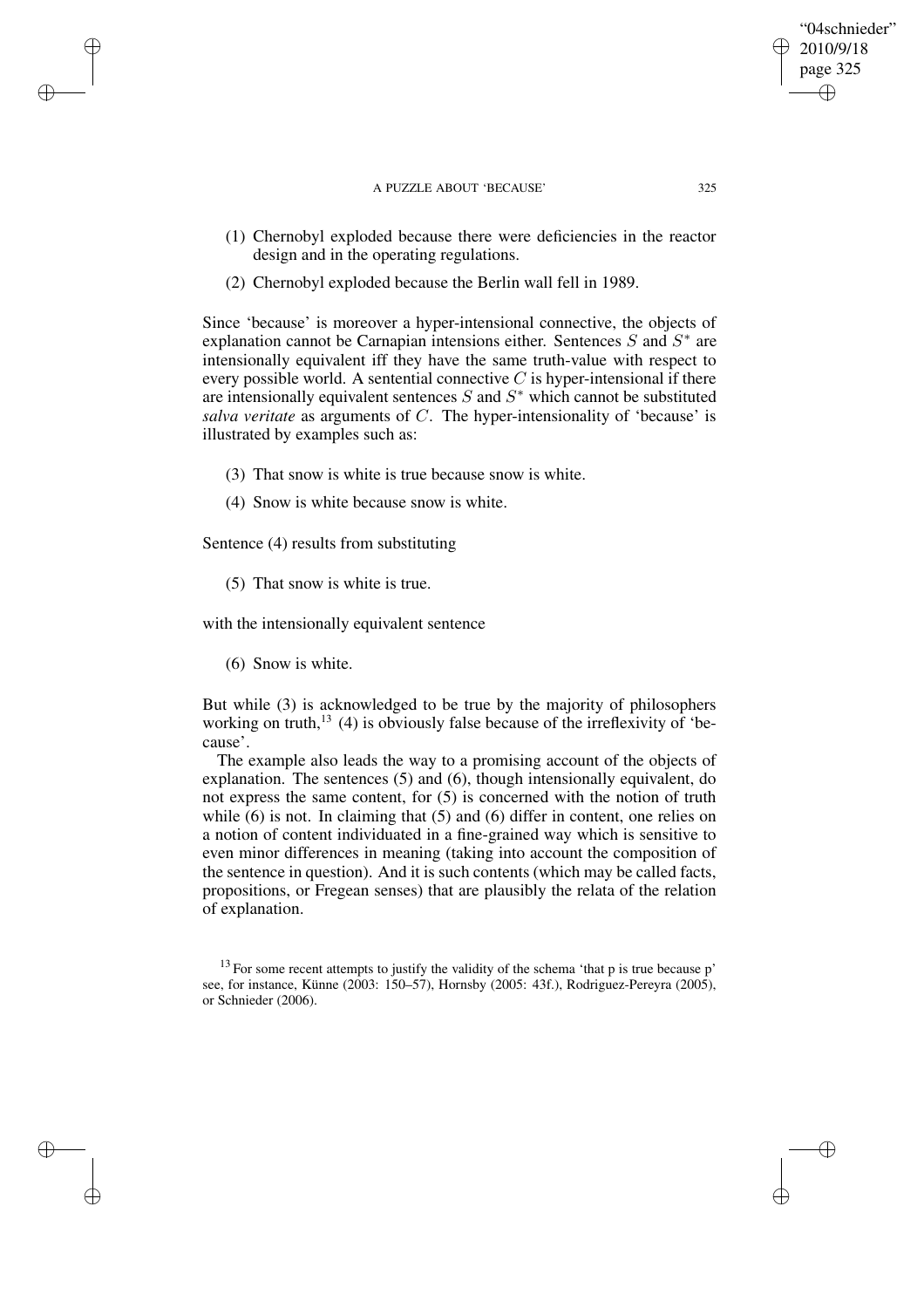(1) Chernobyl exploded because there were deficiencies in the reactor design and in the operating regulations.

(2) Chernobyl exploded because the Berlin wall fell in 1989.

Since 'because' is moreover a hyper-intensional connective, the objects of explanation cannot be Carnapian intensions either. Sentences $S$ and $S^*$ are intensionally equivalent iff they have the same truth-value with respect to every possible world. A sentential connective $C$ is hyper-intensional if there are intensionally equivalent sentences $S$ and $S^*$ which cannot be substituted *salva veritate* as arguments of $C$. The hyper-intensionality of 'because' is illustrated by examples such as:

(3) That snow is white is true because snow is white.

(4) Snow is white because snow is white.

Sentence (4) results from substituting

(5) That snow is white is true.

with the intensionally equivalent sentence

(6) Snow is white.

But while (3) is acknowledged to be true by the majority of philosophers working on truth,[13] (4) is obviously false because of the irreflexivity of 'because'.

The example also leads the way to a promising account of the objects of explanation. The sentences (5) and (6), though intensionally equivalent, do not express the same content, for (5) is concerned with the notion of truth while (6) is not. In claiming that (5) and (6) differ in content, one relies on a notion of content individuated in a fine-grained way which is sensitive to even minor differences in meaning (taking into account the composition of the sentence in question). And it is such contents (which may be called facts, propositions, or Fregean senses) that are plausibly the relata of the relation of explanation.

[13] For some recent attempts to justify the validity of the schema 'that p is true because p' see, for instance, Künne (2003: 150–57), Hornsby (2005: 43f.), Rodriguez-Pereyra (2005), or Schnieder (2006).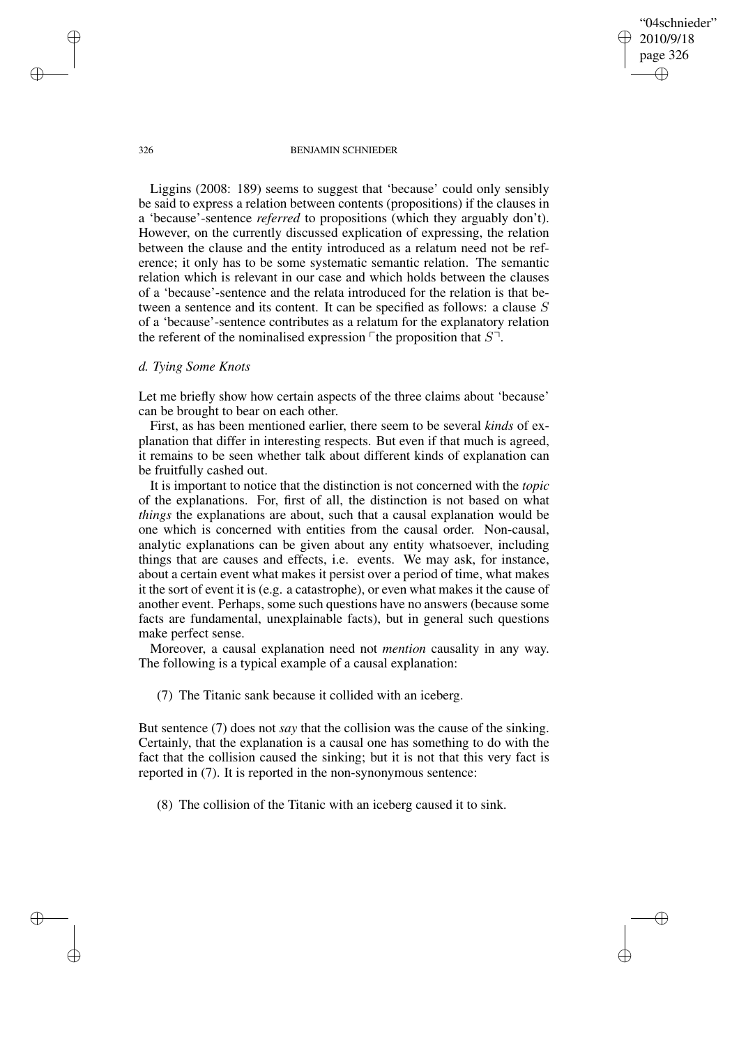Liggins (2008: 189) seems to suggest that 'because' could only sensibly be said to express a relation between contents (propositions) if the clauses in a 'because'-sentence *referred* to propositions (which they arguably don't). However, on the currently discussed explication of expressing, the relation between the clause and the entity introduced as a relatum need not be reference; it only has to be some systematic semantic relation. The semantic relation which is relevant in our case and which holds between the clauses of a 'because'-sentence and the relata introduced for the relation is that between a sentence and its content. It can be specified as follows: a clause $S$ of a 'because'-sentence contributes as a relatum for the explanatory relation the referent of the nominalised expression $\ulcorner$the proposition that $S\urcorner$.

### *d. Tying Some Knots*

Let me briefly show how certain aspects of the three claims about 'because' can be brought to bear on each other.

First, as has been mentioned earlier, there seem to be several *kinds* of explanation that differ in interesting respects. But even if that much is agreed, it remains to be seen whether talk about different kinds of explanation can be fruitfully cashed out.

It is important to notice that the distinction is not concerned with the *topic* of the explanations. For, first of all, the distinction is not based on what *things* the explanations are about, such that a causal explanation would be one which is concerned with entities from the causal order. Non-causal, analytic explanations can be given about any entity whatsoever, including things that are causes and effects, i.e. events. We may ask, for instance, about a certain event what makes it persist over a period of time, what makes it the sort of event it is (e.g. a catastrophe), or even what makes it the cause of another event. Perhaps, some such questions have no answers (because some facts are fundamental, unexplainable facts), but in general such questions make perfect sense.

Moreover, a causal explanation need not *mention* causality in any way. The following is a typical example of a causal explanation:

(7) The Titanic sank because it collided with an iceberg.

But sentence (7) does not *say* that the collision was the cause of the sinking. Certainly, that the explanation is a causal one has something to do with the fact that the collision caused the sinking; but it is not that this very fact is reported in (7). It is reported in the non-synonymous sentence:

(8) The collision of the Titanic with an iceberg caused it to sink.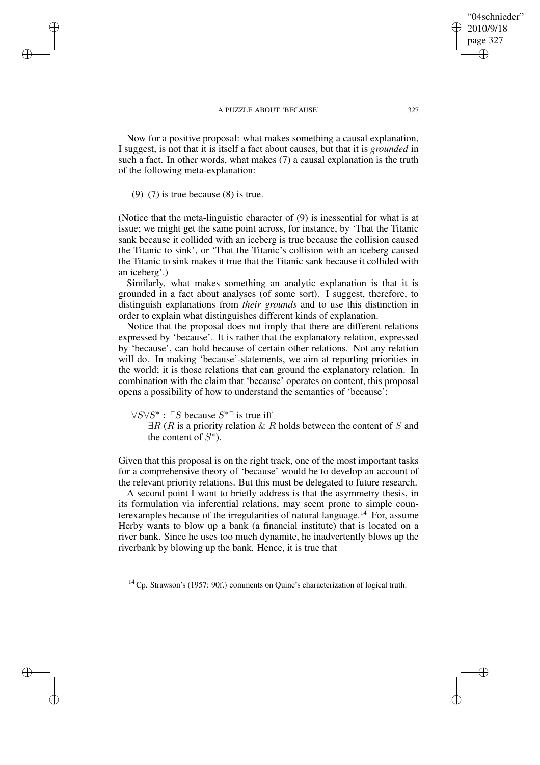Now for a positive proposal: what makes something a causal explanation, I suggest, is not that it is itself a fact about causes, but that it is *grounded* in such a fact. In other words, what makes (7) a causal explanation is the truth of the following meta-explanation:

(9) (7) is true because (8) is true.

(Notice that the meta-linguistic character of (9) is inessential for what is at issue; we might get the same point across, for instance, by 'That the Titanic sank because it collided with an iceberg is true because the collision caused the Titanic to sink', or 'That the Titanic's collision with an iceberg caused the Titanic to sink makes it true that the Titanic sank because it collided with an iceberg'.)

Similarly, what makes something an analytic explanation is that it is grounded in a fact about analyses (of some sort). I suggest, therefore, to distinguish explanations from *their grounds* and to use this distinction in order to explain what distinguishes different kinds of explanation.

Notice that the proposal does not imply that there are different relations expressed by 'because'. It is rather that the explanatory relation, expressed by 'because', can hold because of certain other relations. Not any relation will do. In making 'because'-statements, we aim at reporting priorities in the world; it is those relations that can ground the explanatory relation. In combination with the claim that 'because' operates on content, this proposal opens a possibility of how to understand the semantics of 'because':

$\forall S \forall S^*$ : $\ulcorner S$ because $S^* \urcorner$ is true iff
$\exists R$ ($R$ is a priority relation & $R$ holds between the content of $S$ and the content of $S^*$).

Given that this proposal is on the right track, one of the most important tasks for a comprehensive theory of 'because' would be to develop an account of the relevant priority relations. But this must be delegated to future research.

A second point I want to briefly address is that the asymmetry thesis, in its formulation via inferential relations, may seem prone to simple counterexamples because of the irregularities of natural language.[14] For, assume Herby wants to blow up a bank (a financial institute) that is located on a river bank. Since he uses too much dynamite, he inadvertently blows up the riverbank by blowing up the bank. Hence, it is true that

[14] Cp. Strawson's (1957: 90f.) comments on Quine's characterization of logical truth.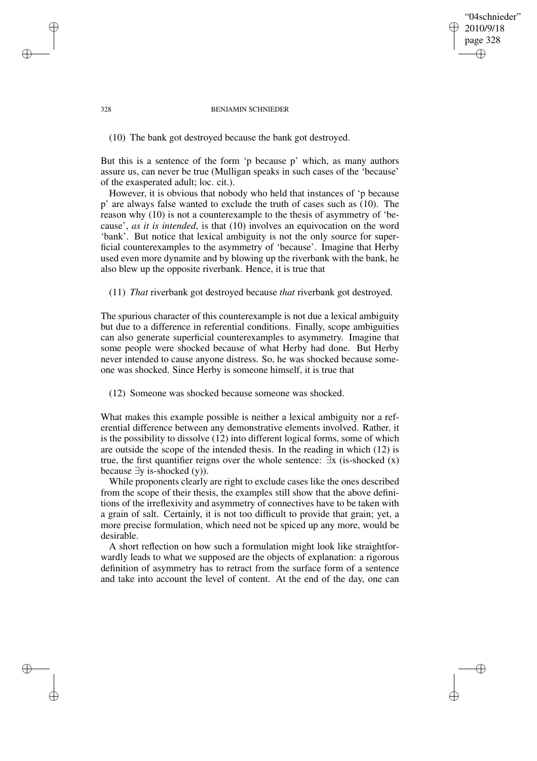(10) The bank got destroyed because the bank got destroyed.

But this is a sentence of the form 'p because p' which, as many authors assure us, can never be true (Mulligan speaks in such cases of the 'because' of the exasperated adult; loc. cit.).

However, it is obvious that nobody who held that instances of 'p because p' are always false wanted to exclude the truth of cases such as (10). The reason why (10) is not a counterexample to the thesis of asymmetry of 'because', *as it is intended*, is that (10) involves an equivocation on the word 'bank'. But notice that lexical ambiguity is not the only source for superficial counterexamples to the asymmetry of 'because'. Imagine that Herby used even more dynamite and by blowing up the riverbank with the bank, he also blew up the opposite riverbank. Hence, it is true that

(11) *That* riverbank got destroyed because *that* riverbank got destroyed.

The spurious character of this counterexample is not due a lexical ambiguity but due to a difference in referential conditions. Finally, scope ambiguities can also generate superficial counterexamples to asymmetry. Imagine that some people were shocked because of what Herby had done. But Herby never intended to cause anyone distress. So, he was shocked because someone was shocked. Since Herby is someone himself, it is true that

(12) Someone was shocked because someone was shocked.

What makes this example possible is neither a lexical ambiguity nor a referential difference between any demonstrative elements involved. Rather, it is the possibility to dissolve (12) into different logical forms, some of which are outside the scope of the intended thesis. In the reading in which (12) is true, the first quantifier reigns over the whole sentence: $\exists$x (is-shocked (x) because $\exists$y is-shocked (y)).

While proponents clearly are right to exclude cases like the ones described from the scope of their thesis, the examples still show that the above definitions of the irreflexivity and asymmetry of connectives have to be taken with a grain of salt. Certainly, it is not too difficult to provide that grain; yet, a more precise formulation, which need not be spiced up any more, would be desirable.

A short reflection on how such a formulation might look like straightforwardly leads to what we supposed are the objects of explanation: a rigorous definition of asymmetry has to retract from the surface form of a sentence and take into account the level of content. At the end of the day, one can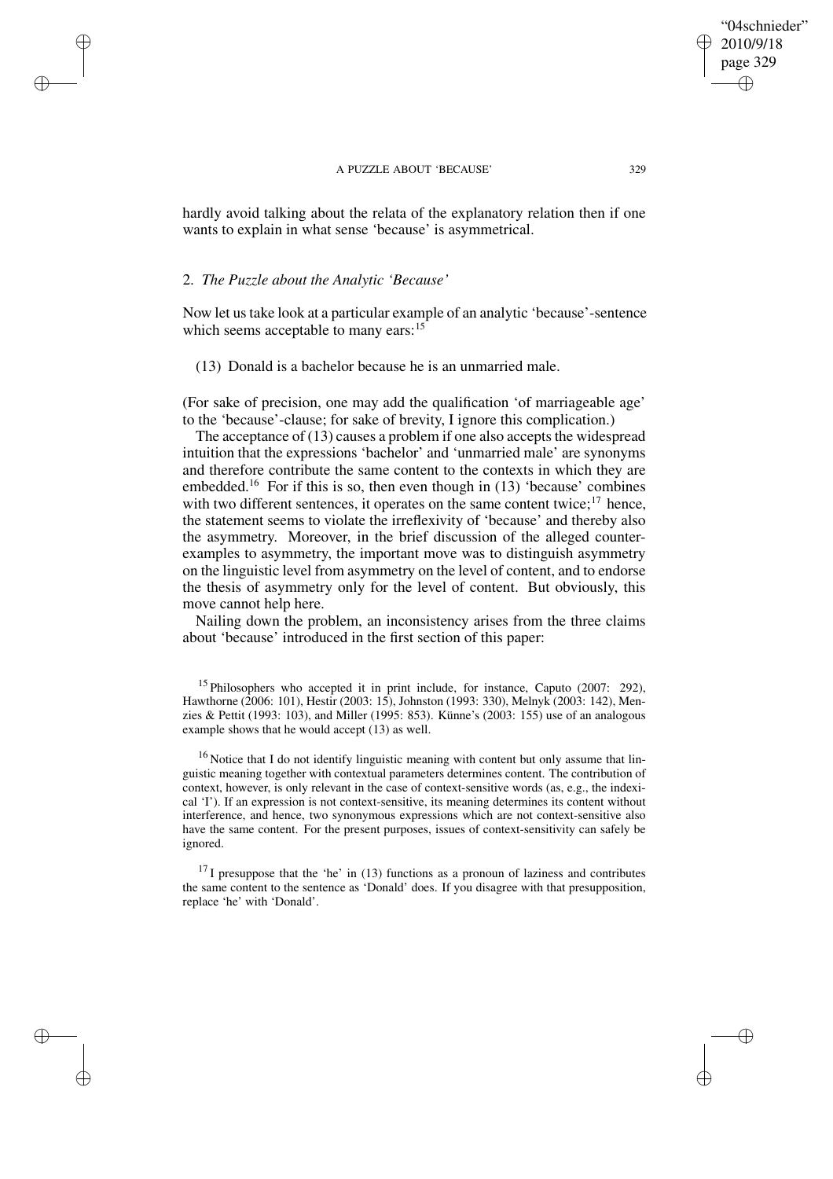hardly avoid talking about the relata of the explanatory relation then if one wants to explain in what sense 'because' is asymmetrical.

## 2. *The Puzzle about the Analytic 'Because'*

Now let us take look at a particular example of an analytic 'because'-sentence which seems acceptable to many ears:[15]

(13) Donald is a bachelor because he is an unmarried male.

(For sake of precision, one may add the qualification 'of marriageable age' to the 'because'-clause; for sake of brevity, I ignore this complication.)

The acceptance of (13) causes a problem if one also accepts the widespread intuition that the expressions 'bachelor' and 'unmarried male' are synonyms and therefore contribute the same content to the contexts in which they are embedded.[16] For if this is so, then even though in (13) 'because' combines with two different sentences, it operates on the same content twice;[17] hence, the statement seems to violate the irreflexivity of 'because' and thereby also the asymmetry. Moreover, in the brief discussion of the alleged counterexamples to asymmetry, the important move was to distinguish asymmetry on the linguistic level from asymmetry on the level of content, and to endorse the thesis of asymmetry only for the level of content. But obviously, this move cannot help here.

Nailing down the problem, an inconsistency arises from the three claims about 'because' introduced in the first section of this paper:

---

[15] Philosophers who accepted it in print include, for instance, Caputo (2007: 292), Hawthorne (2006: 101), Hestir (2003: 15), Johnston (1993: 330), Melnyk (2003: 142), Menzies & Pettit (1993: 103), and Miller (1995: 853). Künne's (2003: 155) use of an analogous example shows that he would accept (13) as well.

[16] Notice that I do not identify linguistic meaning with content but only assume that linguistic meaning together with contextual parameters determines content. The contribution of context, however, is only relevant in the case of context-sensitive words (as, e.g., the indexical 'I'). If an expression is not context-sensitive, its meaning determines its content without interference, and hence, two synonymous expressions which are not context-sensitive also have the same content. For the present purposes, issues of context-sensitivity can safely be ignored.

[17] I presuppose that the 'he' in (13) functions as a pronoun of laziness and contributes the same content to the sentence as 'Donald' does. If you disagree with that presupposition, replace 'he' with 'Donald'.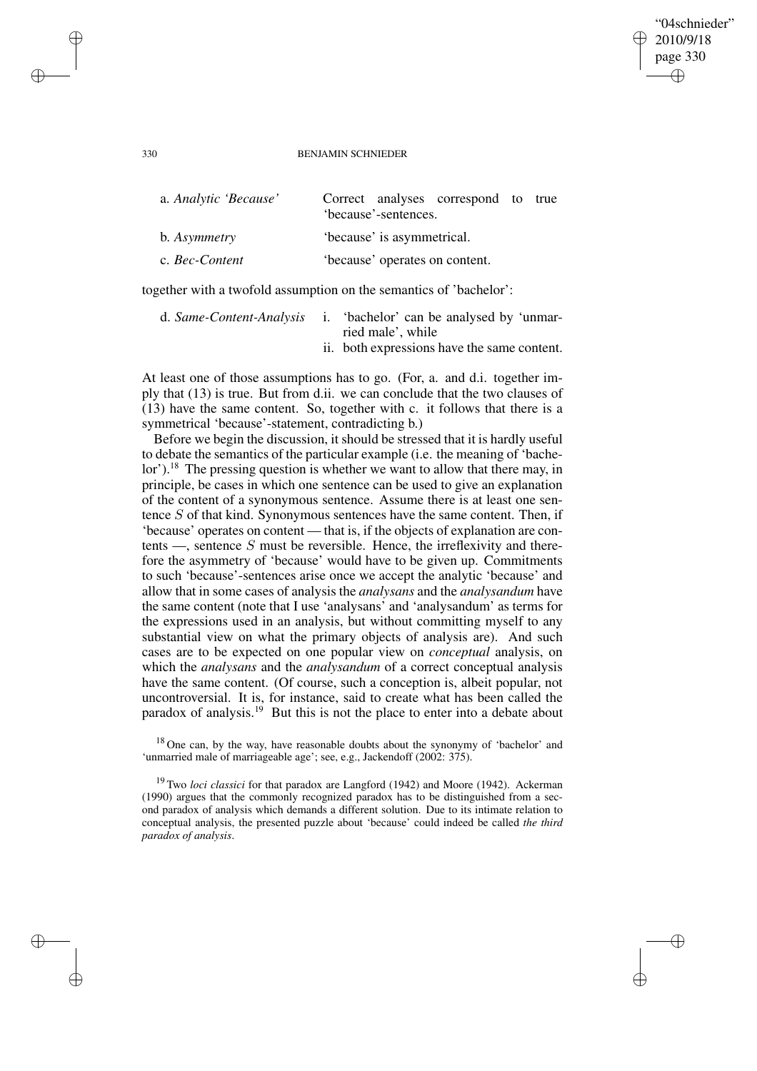| | |
|---|---|
| a. *Analytic 'Because'* | Correct analyses correspond to true 'because'-sentences. |
| b. *Asymmetry* | 'because' is asymmetrical. |
| c. *Bec-Content* | 'because' operates on content. |

together with a twofold assumption on the semantics of 'bachelor':

| | |
|---|---|
| d. *Same-Content-Analysis* | i. 'bachelor' can be analysed by 'unmarried male', while |
| | ii. both expressions have the same content. |

At least one of those assumptions has to go. (For, a. and d.i. together imply that (13) is true. But from d.ii. we can conclude that the two clauses of (13) have the same content. So, together with c. it follows that there is a symmetrical 'because'-statement, contradicting b.)

Before we begin the discussion, it should be stressed that it is hardly useful to debate the semantics of the particular example (i.e. the meaning of 'bachelor').[18] The pressing question is whether we want to allow that there may, in principle, be cases in which one sentence can be used to give an explanation of the content of a synonymous sentence. Assume there is at least one sentence $S$ of that kind. Synonymous sentences have the same content. Then, if 'because' operates on content — that is, if the objects of explanation are contents —, sentence $S$ must be reversible. Hence, the irreflexivity and therefore the asymmetry of 'because' would have to be given up. Commitments to such 'because'-sentences arise once we accept the analytic 'because' and allow that in some cases of analysis the *analysans* and the *analysandum* have the same content (note that I use 'analysans' and 'analysandum' as terms for the expressions used in an analysis, but without committing myself to any substantial view on what the primary objects of analysis are). And such cases are to be expected on one popular view on *conceptual* analysis, on which the *analysans* and the *analysandum* of a correct conceptual analysis have the same content. (Of course, such a conception is, albeit popular, not uncontroversial. It is, for instance, said to create what has been called the paradox of analysis.[19] But this is not the place to enter into a debate about

[18] One can, by the way, have reasonable doubts about the synonymy of 'bachelor' and 'unmarried male of marriageable age'; see, e.g., Jackendoff (2002: 375).

[19] Two *loci classici* for that paradox are Langford (1942) and Moore (1942). Ackerman (1990) argues that the commonly recognized paradox has to be distinguished from a second paradox of analysis which demands a different solution. Due to its intimate relation to conceptual analysis, the presented puzzle about 'because' could indeed be called *the third paradox of analysis*.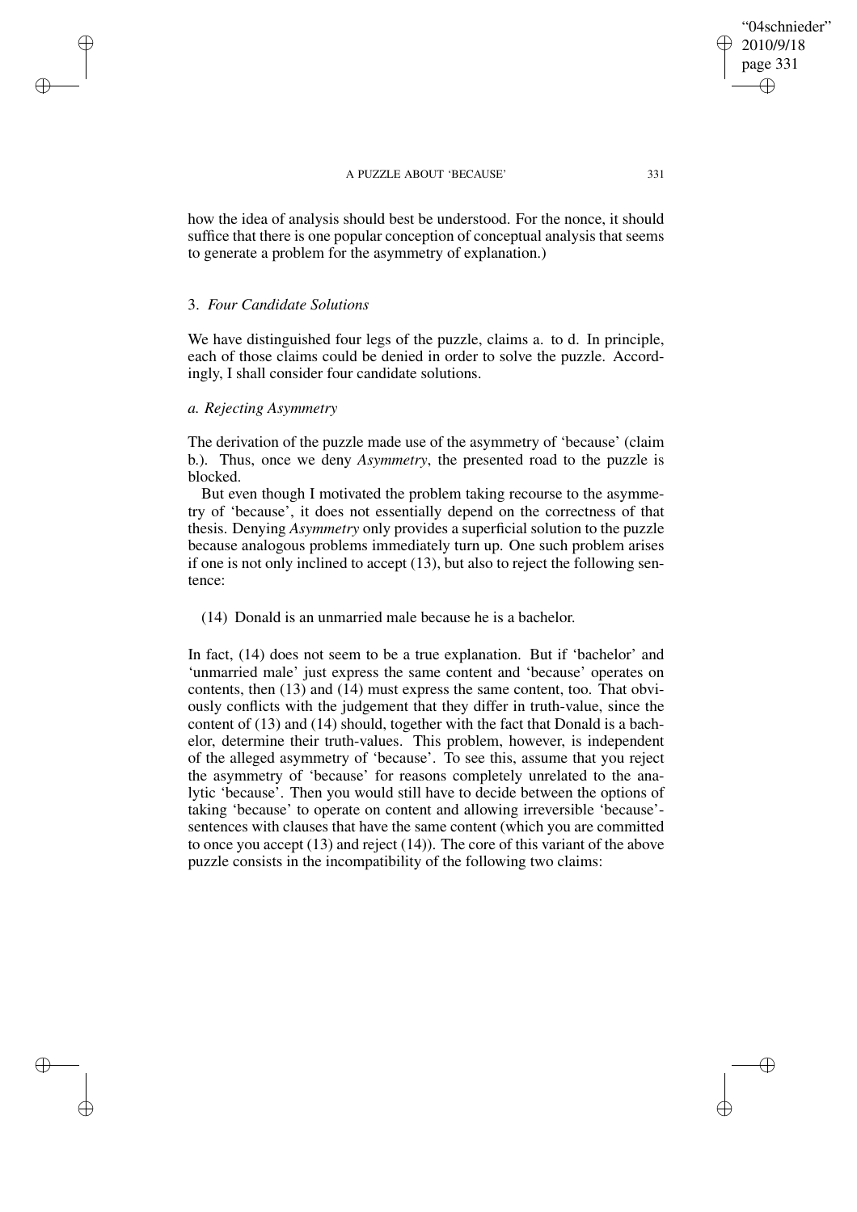how the idea of analysis should best be understood. For the nonce, it should suffice that there is one popular conception of conceptual analysis that seems to generate a problem for the asymmetry of explanation.)

## 3. *Four Candidate Solutions*

We have distinguished four legs of the puzzle, claims a. to d. In principle, each of those claims could be denied in order to solve the puzzle. Accordingly, I shall consider four candidate solutions.

### *a. Rejecting Asymmetry*

The derivation of the puzzle made use of the asymmetry of 'because' (claim b.). Thus, once we deny *Asymmetry*, the presented road to the puzzle is blocked.

But even though I motivated the problem taking recourse to the asymmetry of 'because', it does not essentially depend on the correctness of that thesis. Denying *Asymmetry* only provides a superficial solution to the puzzle because analogous problems immediately turn up. One such problem arises if one is not only inclined to accept (13), but also to reject the following sentence:

(14) Donald is an unmarried male because he is a bachelor.

In fact, (14) does not seem to be a true explanation. But if 'bachelor' and 'unmarried male' just express the same content and 'because' operates on contents, then (13) and (14) must express the same content, too. That obviously conflicts with the judgement that they differ in truth-value, since the content of (13) and (14) should, together with the fact that Donald is a bachelor, determine their truth-values. This problem, however, is independent of the alleged asymmetry of 'because'. To see this, assume that you reject the asymmetry of 'because' for reasons completely unrelated to the analytic 'because'. Then you would still have to decide between the options of taking 'because' to operate on content and allowing irreversible 'because'-sentences with clauses that have the same content (which you are committed to once you accept (13) and reject (14)). The core of this variant of the above puzzle consists in the incompatibility of the following two claims: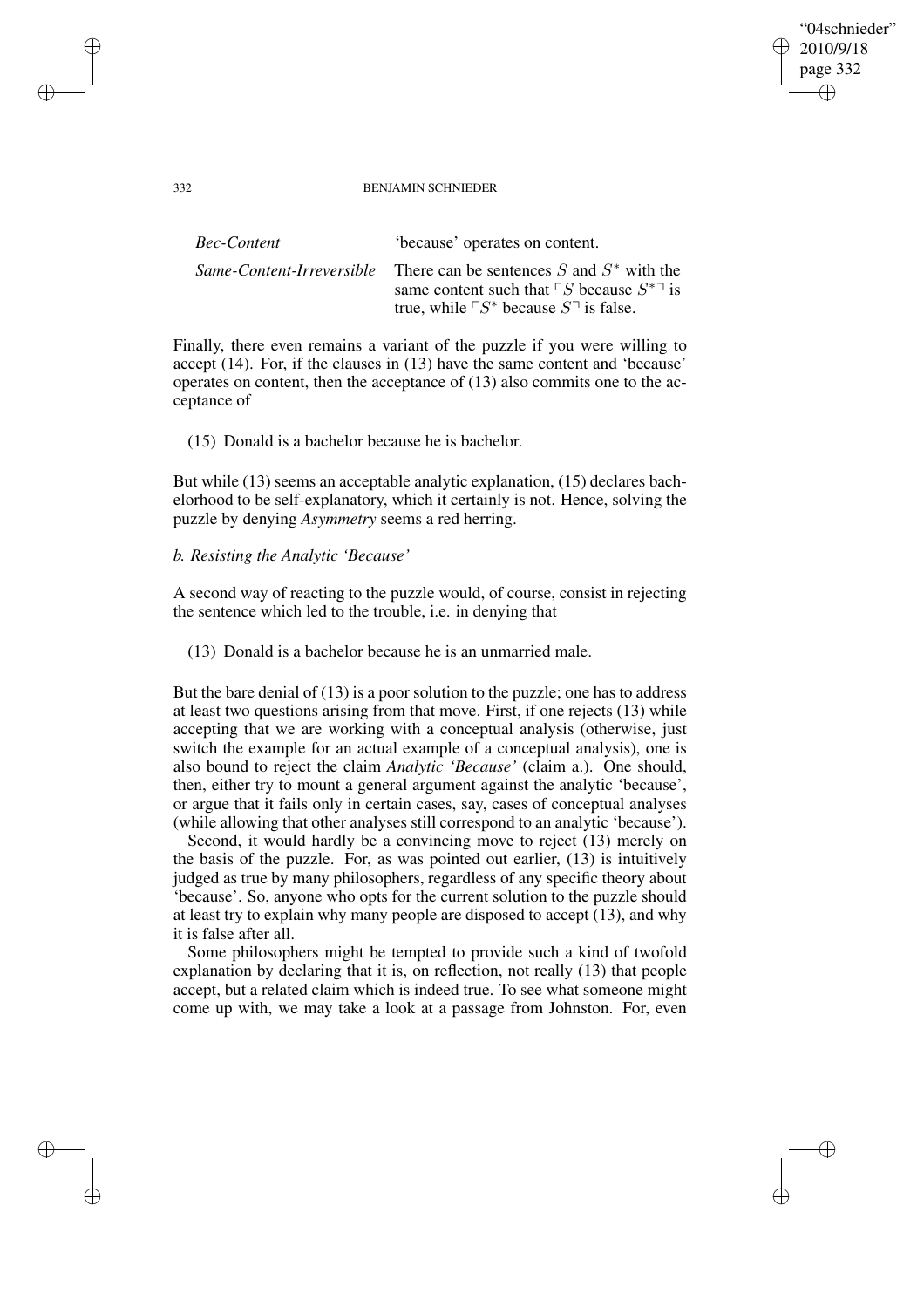| | |
|---|---|
| *Bec-Content* | 'because' operates on content. |
| *Same-Content-Irreversible* | There can be sentences $S$ and $S^*$ with the same content such that $\ulcorner S$ because $S^{*\urcorner}$ is true, while $\ulcorner S^*$ because $S^\urcorner$ is false. |

Finally, there even remains a variant of the puzzle if you were willing to accept (14). For, if the clauses in (13) have the same content and 'because' operates on content, then the acceptance of (13) also commits one to the acceptance of

(15) Donald is a bachelor because he is bachelor.

But while (13) seems an acceptable analytic explanation, (15) declares bachelorhood to be self-explanatory, which it certainly is not. Hence, solving the puzzle by denying *Asymmetry* seems a red herring.

*b. Resisting the Analytic 'Because'*

A second way of reacting to the puzzle would, of course, consist in rejecting the sentence which led to the trouble, i.e. in denying that

(13) Donald is a bachelor because he is an unmarried male.

But the bare denial of (13) is a poor solution to the puzzle; one has to address at least two questions arising from that move. First, if one rejects (13) while accepting that we are working with a conceptual analysis (otherwise, just switch the example for an actual example of a conceptual analysis), one is also bound to reject the claim *Analytic 'Because'* (claim a.). One should, then, either try to mount a general argument against the analytic 'because', or argue that it fails only in certain cases, say, cases of conceptual analyses (while allowing that other analyses still correspond to an analytic 'because').

Second, it would hardly be a convincing move to reject (13) merely on the basis of the puzzle. For, as was pointed out earlier, (13) is intuitively judged as true by many philosophers, regardless of any specific theory about 'because'. So, anyone who opts for the current solution to the puzzle should at least try to explain why many people are disposed to accept (13), and why it is false after all.

Some philosophers might be tempted to provide such a kind of twofold explanation by declaring that it is, on reflection, not really (13) that people accept, but a related claim which is indeed true. To see what someone might come up with, we may take a look at a passage from Johnston. For, even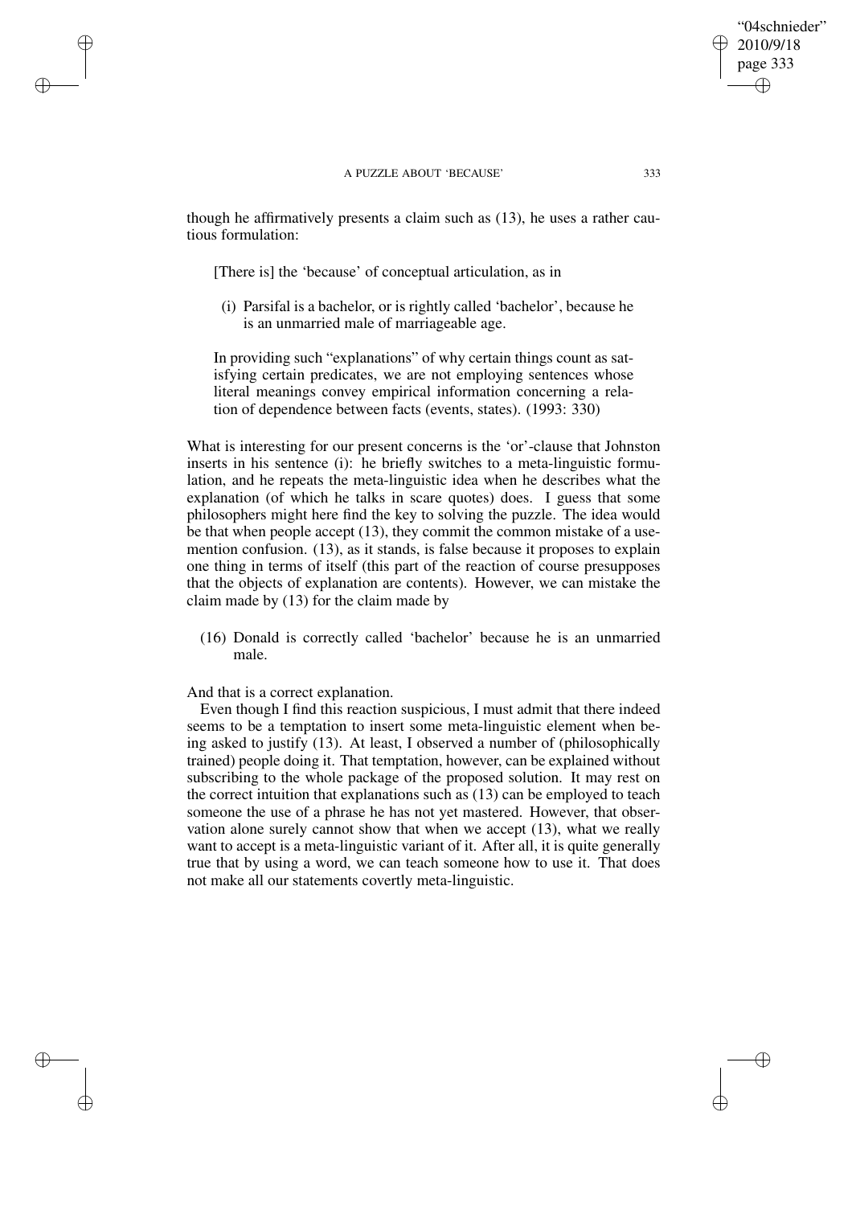though he affirmatively presents a claim such as (13), he uses a rather cautious formulation:

> [There is] the 'because' of conceptual articulation, as in
>
> (i) Parsifal is a bachelor, or is rightly called 'bachelor', because he is an unmarried male of marriageable age.
>
> In providing such "explanations" of why certain things count as satisfying certain predicates, we are not employing sentences whose literal meanings convey empirical information concerning a relation of dependence between facts (events, states). (1993: 330)

What is interesting for our present concerns is the 'or'-clause that Johnston inserts in his sentence (i): he briefly switches to a meta-linguistic formulation, and he repeats the meta-linguistic idea when he describes what the explanation (of which he talks in scare quotes) does. I guess that some philosophers might here find the key to solving the puzzle. The idea would be that when people accept (13), they commit the common mistake of a use-mention confusion. (13), as it stands, is false because it proposes to explain one thing in terms of itself (this part of the reaction of course presupposes that the objects of explanation are contents). However, we can mistake the claim made by (13) for the claim made by

(16) Donald is correctly called 'bachelor' because he is an unmarried male.

And that is a correct explanation.

Even though I find this reaction suspicious, I must admit that there indeed seems to be a temptation to insert some meta-linguistic element when being asked to justify (13). At least, I observed a number of (philosophically trained) people doing it. That temptation, however, can be explained without subscribing to the whole package of the proposed solution. It may rest on the correct intuition that explanations such as (13) can be employed to teach someone the use of a phrase he has not yet mastered. However, that observation alone surely cannot show that when we accept (13), what we really want to accept is a meta-linguistic variant of it. After all, it is quite generally true that by using a word, we can teach someone how to use it. That does not make all our statements covertly meta-linguistic.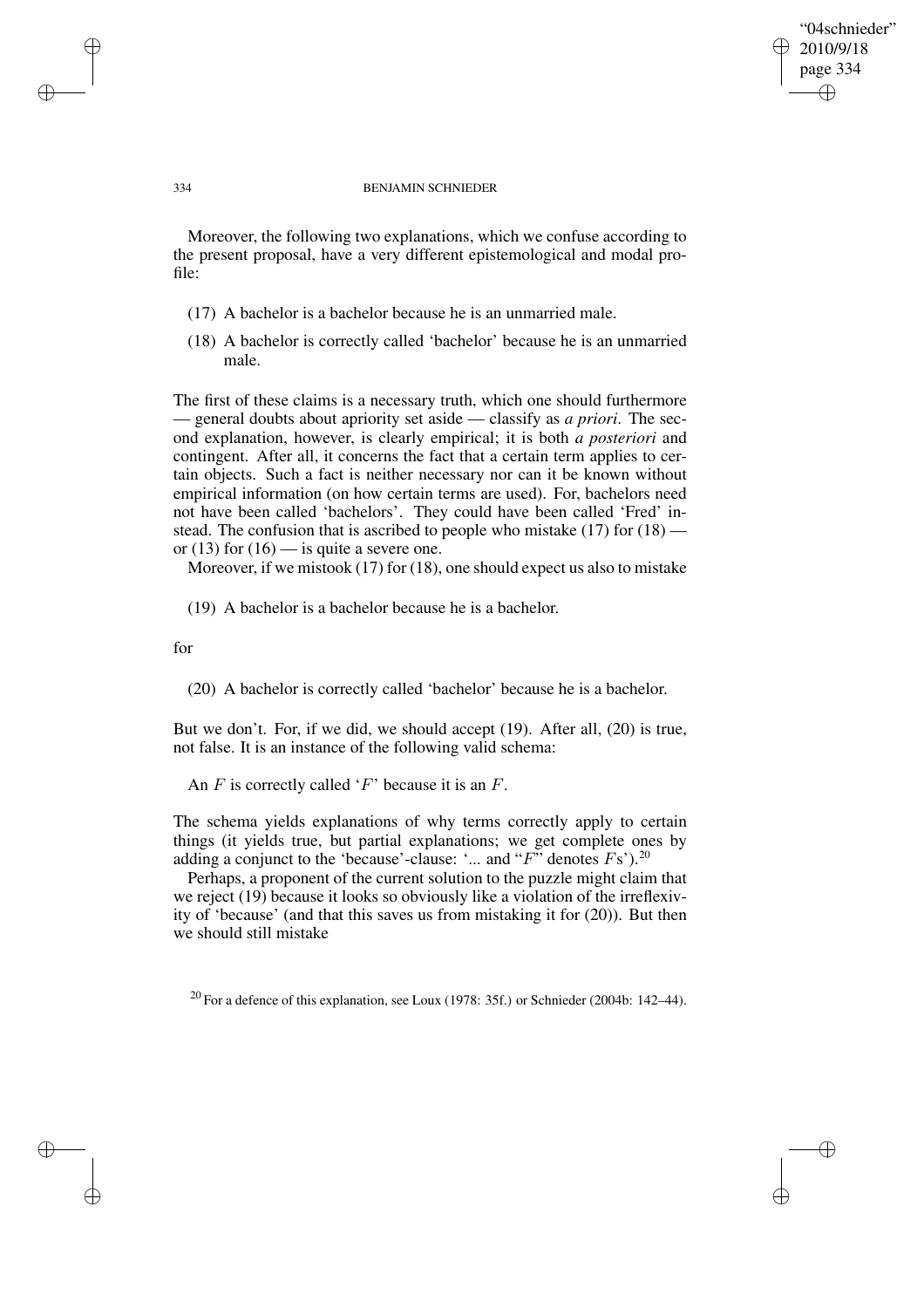Moreover, the following two explanations, which we confuse according to the present proposal, have a very different epistemological and modal profile:

(17) A bachelor is a bachelor because he is an unmarried male.

(18) A bachelor is correctly called 'bachelor' because he is an unmarried male.

The first of these claims is a necessary truth, which one should furthermore — general doubts about apriority set aside — classify as *a priori*. The second explanation, however, is clearly empirical; it is both *a posteriori* and contingent. After all, it concerns the fact that a certain term applies to certain objects. Such a fact is neither necessary nor can it be known without empirical information (on how certain terms are used). For, bachelors need not have been called 'bachelors'. They could have been called 'Fred' instead. The confusion that is ascribed to people who mistake (17) for (18) — or (13) for (16) — is quite a severe one.

Moreover, if we mistook (17) for (18), one should expect us also to mistake

(19) A bachelor is a bachelor because he is a bachelor.

for

(20) A bachelor is correctly called 'bachelor' because he is a bachelor.

But we don't. For, if we did, we should accept (19). After all, (20) is true, not false. It is an instance of the following valid schema:

An $F$ is correctly called '$F$' because it is an $F$.

The schema yields explanations of why terms correctly apply to certain things (it yields true, but partial explanations; we get complete ones by adding a conjunct to the 'because'-clause: '... and "$F$" denotes $F$s').[20]

Perhaps, a proponent of the current solution to the puzzle might claim that we reject (19) because it looks so obviously like a violation of the irreflexivity of 'because' (and that this saves us from mistaking it for (20)). But then we should still mistake

[20] For a defence of this explanation, see Loux (1978: 35f.) or Schnieder (2004b: 142–44).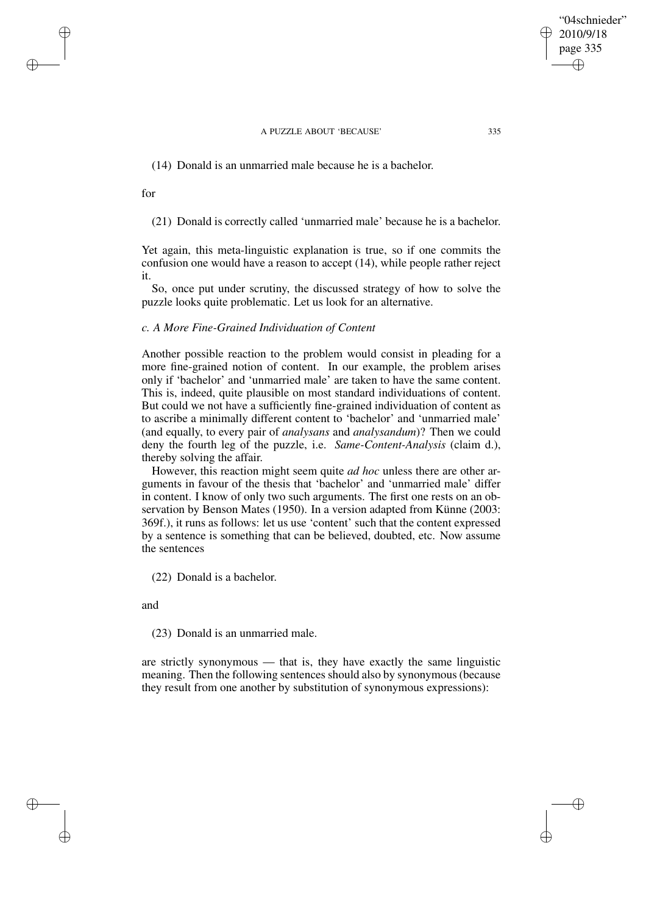(14) Donald is an unmarried male because he is a bachelor.

for

(21) Donald is correctly called 'unmarried male' because he is a bachelor.

Yet again, this meta-linguistic explanation is true, so if one commits the confusion one would have a reason to accept (14), while people rather reject it.

So, once put under scrutiny, the discussed strategy of how to solve the puzzle looks quite problematic. Let us look for an alternative.

### *c. A More Fine-Grained Individuation of Content*

Another possible reaction to the problem would consist in pleading for a more fine-grained notion of content. In our example, the problem arises only if 'bachelor' and 'unmarried male' are taken to have the same content. This is, indeed, quite plausible on most standard individuations of content. But could we not have a sufficiently fine-grained individuation of content as to ascribe a minimally different content to 'bachelor' and 'unmarried male' (and equally, to every pair of *analysans* and *analysandum*)? Then we could deny the fourth leg of the puzzle, i.e. *Same-Content-Analysis* (claim d.), thereby solving the affair.

However, this reaction might seem quite *ad hoc* unless there are other arguments in favour of the thesis that 'bachelor' and 'unmarried male' differ in content. I know of only two such arguments. The first one rests on an observation by Benson Mates (1950). In a version adapted from Künne (2003: 369f.), it runs as follows: let us use 'content' such that the content expressed by a sentence is something that can be believed, doubted, etc. Now assume the sentences

(22) Donald is a bachelor.

and

(23) Donald is an unmarried male.

are strictly synonymous — that is, they have exactly the same linguistic meaning. Then the following sentences should also by synonymous (because they result from one another by substitution of synonymous expressions):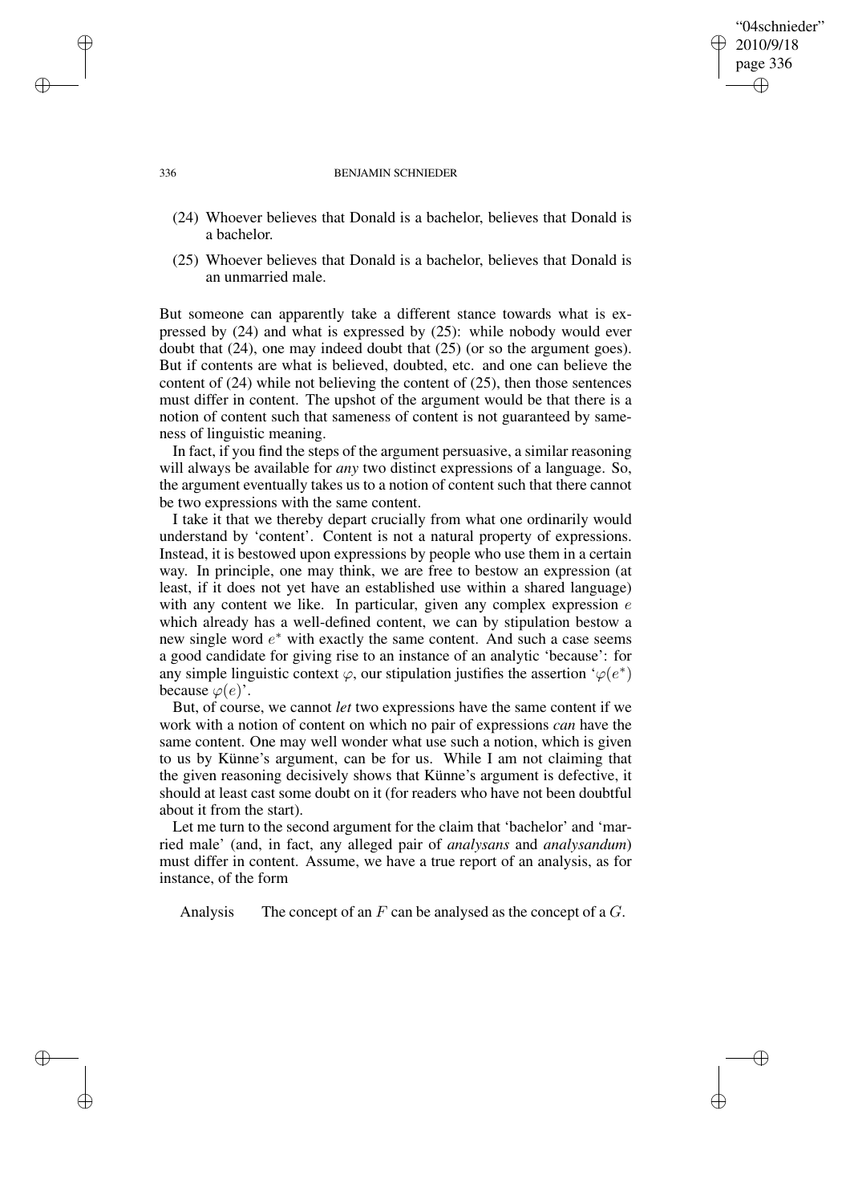(24) Whoever believes that Donald is a bachelor, believes that Donald is a bachelor.

(25) Whoever believes that Donald is a bachelor, believes that Donald is an unmarried male.

But someone can apparently take a different stance towards what is expressed by (24) and what is expressed by (25): while nobody would ever doubt that (24), one may indeed doubt that (25) (or so the argument goes). But if contents are what is believed, doubted, etc. and one can believe the content of (24) while not believing the content of (25), then those sentences must differ in content. The upshot of the argument would be that there is a notion of content such that sameness of content is not guaranteed by sameness of linguistic meaning.

In fact, if you find the steps of the argument persuasive, a similar reasoning will always be available for *any* two distinct expressions of a language. So, the argument eventually takes us to a notion of content such that there cannot be two expressions with the same content.

I take it that we thereby depart crucially from what one ordinarily would understand by 'content'. Content is not a natural property of expressions. Instead, it is bestowed upon expressions by people who use them in a certain way. In principle, one may think, we are free to bestow an expression (at least, if it does not yet have an established use within a shared language) with any content we like. In particular, given any complex expression $e$ which already has a well-defined content, we can by stipulation bestow a new single word $e^*$ with exactly the same content. And such a case seems a good candidate for giving rise to an instance of an analytic 'because': for any simple linguistic context $\varphi$, our stipulation justifies the assertion '$\varphi(e^*)$ because $\varphi(e)$'.

But, of course, we cannot *let* two expressions have the same content if we work with a notion of content on which no pair of expressions *can* have the same content. One may well wonder what use such a notion, which is given to us by Künne's argument, can be for us. While I am not claiming that the given reasoning decisively shows that Künne's argument is defective, it should at least cast some doubt on it (for readers who have not been doubtful about it from the start).

Let me turn to the second argument for the claim that 'bachelor' and 'married male' (and, in fact, any alleged pair of *analysans* and *analysandum*) must differ in content. Assume, we have a true report of an analysis, as for instance, of the form

Analysis    The concept of an $F$ can be analysed as the concept of a $G$.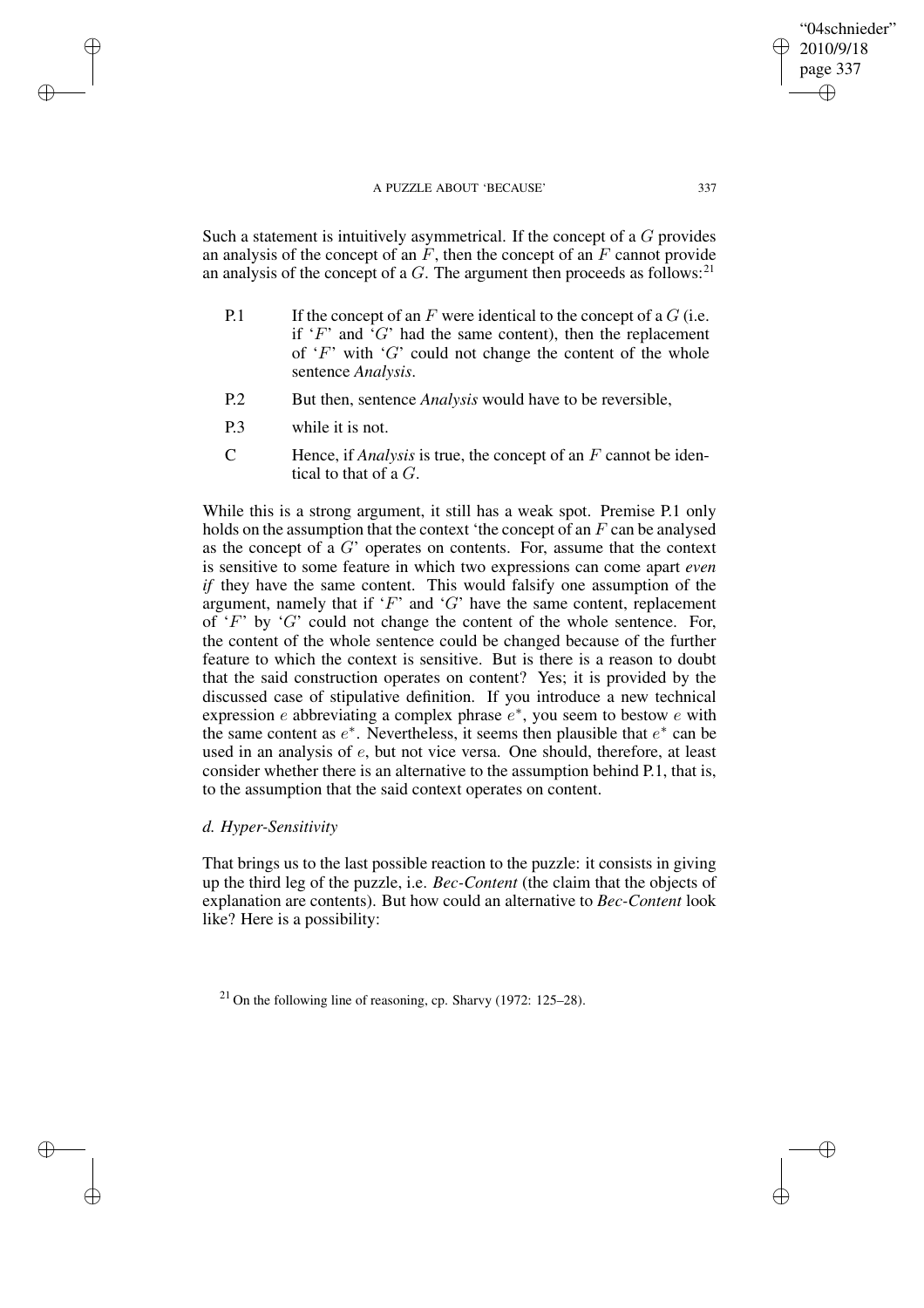Such a statement is intuitively asymmetrical. If the concept of a $G$ provides an analysis of the concept of an $F$, then the concept of an $F$ cannot provide an analysis of the concept of a $G$. The argument then proceeds as follows:[21]

P.1 If the concept of an $F$ were identical to the concept of a $G$ (i.e. if '$F$' and '$G$' had the same content), then the replacement of '$F$' with '$G$' could not change the content of the whole sentence *Analysis*.

P.2 But then, sentence *Analysis* would have to be reversible,

P.3 while it is not.

C Hence, if *Analysis* is true, the concept of an $F$ cannot be identical to that of a $G$.

While this is a strong argument, it still has a weak spot. Premise P.1 only holds on the assumption that the context 'the concept of an $F$ can be analysed as the concept of a $G$' operates on contents. For, assume that the context is sensitive to some feature in which two expressions can come apart *even if* they have the same content. This would falsify one assumption of the argument, namely that if '$F$' and '$G$' have the same content, replacement of '$F$' by '$G$' could not change the content of the whole sentence. For, the content of the whole sentence could be changed because of the further feature to which the context is sensitive. But is there is a reason to doubt that the said construction operates on content? Yes; it is provided by the discussed case of stipulative definition. If you introduce a new technical expression $e$ abbreviating a complex phrase $e^*$, you seem to bestow $e$ with the same content as $e^*$. Nevertheless, it seems then plausible that $e^*$ can be used in an analysis of $e$, but not vice versa. One should, therefore, at least consider whether there is an alternative to the assumption behind P.1, that is, to the assumption that the said context operates on content.

### *d. Hyper-Sensitivity*

That brings us to the last possible reaction to the puzzle: it consists in giving up the third leg of the puzzle, i.e. *Bec-Content* (the claim that the objects of explanation are contents). But how could an alternative to *Bec-Content* look like? Here is a possibility:

[21] On the following line of reasoning, cp. Sharvy (1972: 125–28).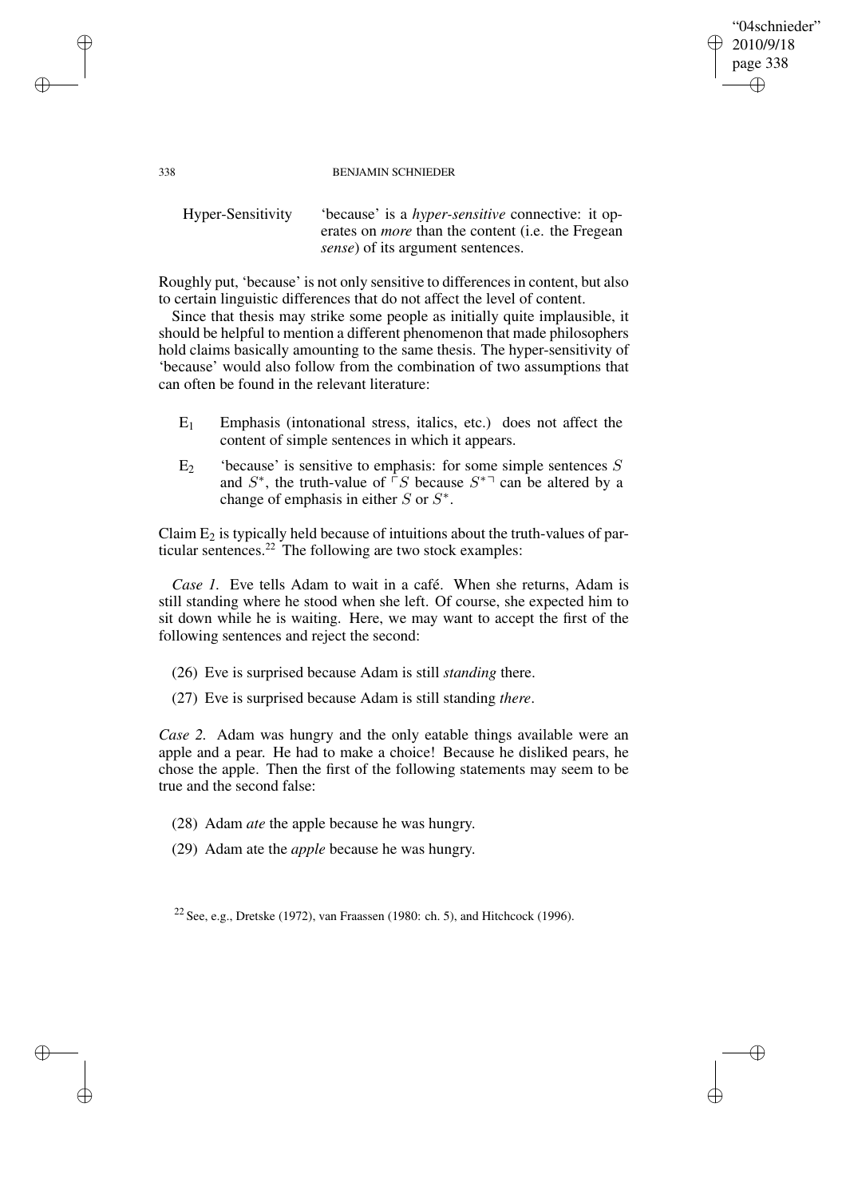Hyper-Sensitivity 'because' is a *hyper-sensitive* connective: it operates on *more* than the content (i.e. the Fregean *sense*) of its argument sentences.

Roughly put, 'because' is not only sensitive to differences in content, but also to certain linguistic differences that do not affect the level of content.

Since that thesis may strike some people as initially quite implausible, it should be helpful to mention a different phenomenon that made philosophers hold claims basically amounting to the same thesis. The hyper-sensitivity of 'because' would also follow from the combination of two assumptions that can often be found in the relevant literature:

- $E_1$ Emphasis (intonational stress, italics, etc.) does not affect the content of simple sentences in which it appears.
- $E_2$ 'because' is sensitive to emphasis: for some simple sentences $S$ and $S^*$, the truth-value of $\ulcorner S$ because $S^* \urcorner$ can be altered by a change of emphasis in either $S$ or $S^*$.

Claim $E_2$ is typically held because of intuitions about the truth-values of particular sentences.[22] The following are two stock examples:

*Case 1.* Eve tells Adam to wait in a café. When she returns, Adam is still standing where he stood when she left. Of course, she expected him to sit down while he is waiting. Here, we may want to accept the first of the following sentences and reject the second:

(26) Eve is surprised because Adam is still *standing* there.

(27) Eve is surprised because Adam is still standing *there*.

*Case 2.* Adam was hungry and the only eatable things available were an apple and a pear. He had to make a choice! Because he disliked pears, he chose the apple. Then the first of the following statements may seem to be true and the second false:

(28) Adam *ate* the apple because he was hungry.

(29) Adam ate the *apple* because he was hungry.

[22] See, e.g., Dretske (1972), van Fraassen (1980: ch. 5), and Hitchcock (1996).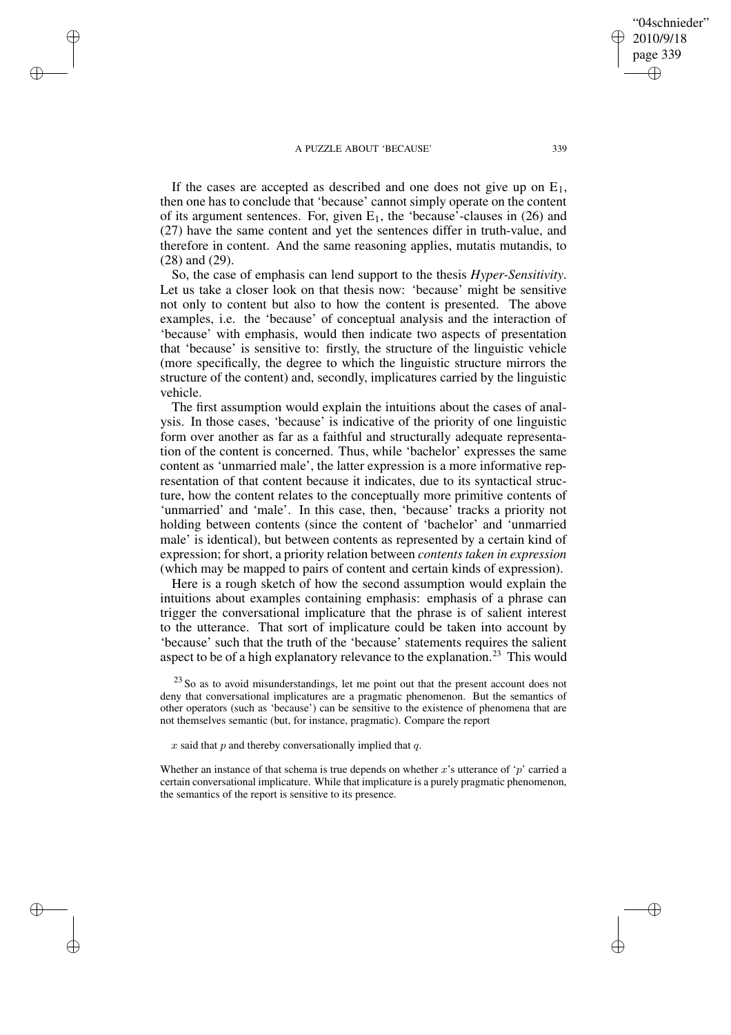If the cases are accepted as described and one does not give up on $E_1$, then one has to conclude that 'because' cannot simply operate on the content of its argument sentences. For, given $E_1$, the 'because'-clauses in (26) and (27) have the same content and yet the sentences differ in truth-value, and therefore in content. And the same reasoning applies, mutatis mutandis, to (28) and (29).

So, the case of emphasis can lend support to the thesis *Hyper-Sensitivity*. Let us take a closer look on that thesis now: 'because' might be sensitive not only to content but also to how the content is presented. The above examples, i.e. the 'because' of conceptual analysis and the interaction of 'because' with emphasis, would then indicate two aspects of presentation that 'because' is sensitive to: firstly, the structure of the linguistic vehicle (more specifically, the degree to which the linguistic structure mirrors the structure of the content) and, secondly, implicatures carried by the linguistic vehicle.

The first assumption would explain the intuitions about the cases of analysis. In those cases, 'because' is indicative of the priority of one linguistic form over another as far as a faithful and structurally adequate representation of the content is concerned. Thus, while 'bachelor' expresses the same content as 'unmarried male', the latter expression is a more informative representation of that content because it indicates, due to its syntactical structure, how the content relates to the conceptually more primitive contents of 'unmarried' and 'male'. In this case, then, 'because' tracks a priority not holding between contents (since the content of 'bachelor' and 'unmarried male' is identical), but between contents as represented by a certain kind of expression; for short, a priority relation between *contents taken in expression* (which may be mapped to pairs of content and certain kinds of expression).

Here is a rough sketch of how the second assumption would explain the intuitions about examples containing emphasis: emphasis of a phrase can trigger the conversational implicature that the phrase is of salient interest to the utterance. That sort of implicature could be taken into account by 'because' such that the truth of the 'because' statements requires the salient aspect to be of a high explanatory relevance to the explanation.[23] This would

[23] So as to avoid misunderstandings, let me point out that the present account does not deny that conversational implicatures are a pragmatic phenomenon. But the semantics of other operators (such as 'because') can be sensitive to the existence of phenomena that are not themselves semantic (but, for instance, pragmatic). Compare the report

$x$ said that $p$ and thereby conversationally implied that $q$.

Whether an instance of that schema is true depends on whether $x$'s utterance of '$p$' carried a certain conversational implicature. While that implicature is a purely pragmatic phenomenon, the semantics of the report is sensitive to its presence.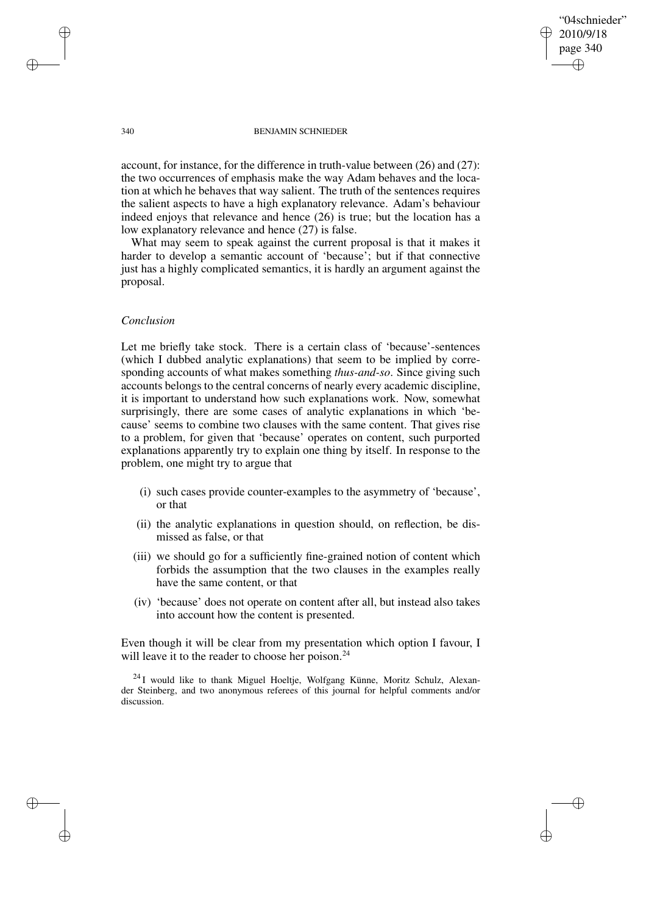account, for instance, for the difference in truth-value between (26) and (27): the two occurrences of emphasis make the way Adam behaves and the location at which he behaves that way salient. The truth of the sentences requires the salient aspects to have a high explanatory relevance. Adam's behaviour indeed enjoys that relevance and hence (26) is true; but the location has a low explanatory relevance and hence (27) is false.

What may seem to speak against the current proposal is that it makes it harder to develop a semantic account of 'because'; but if that connective just has a highly complicated semantics, it is hardly an argument against the proposal.

### *Conclusion*

Let me briefly take stock. There is a certain class of 'because'-sentences (which I dubbed analytic explanations) that seem to be implied by corresponding accounts of what makes something *thus-and-so*. Since giving such accounts belongs to the central concerns of nearly every academic discipline, it is important to understand how such explanations work. Now, somewhat surprisingly, there are some cases of analytic explanations in which 'because' seems to combine two clauses with the same content. That gives rise to a problem, for given that 'because' operates on content, such purported explanations apparently try to explain one thing by itself. In response to the problem, one might try to argue that

- (i) such cases provide counter-examples to the asymmetry of 'because', or that
- (ii) the analytic explanations in question should, on reflection, be dismissed as false, or that
- (iii) we should go for a sufficiently fine-grained notion of content which forbids the assumption that the two clauses in the examples really have the same content, or that
- (iv) 'because' does not operate on content after all, but instead also takes into account how the content is presented.

Even though it will be clear from my presentation which option I favour, I will leave it to the reader to choose her poison.[24]

[24] I would like to thank Miguel Hoeltje, Wolfgang Künne, Moritz Schulz, Alexander Steinberg, and two anonymous referees of this journal for helpful comments and/or discussion.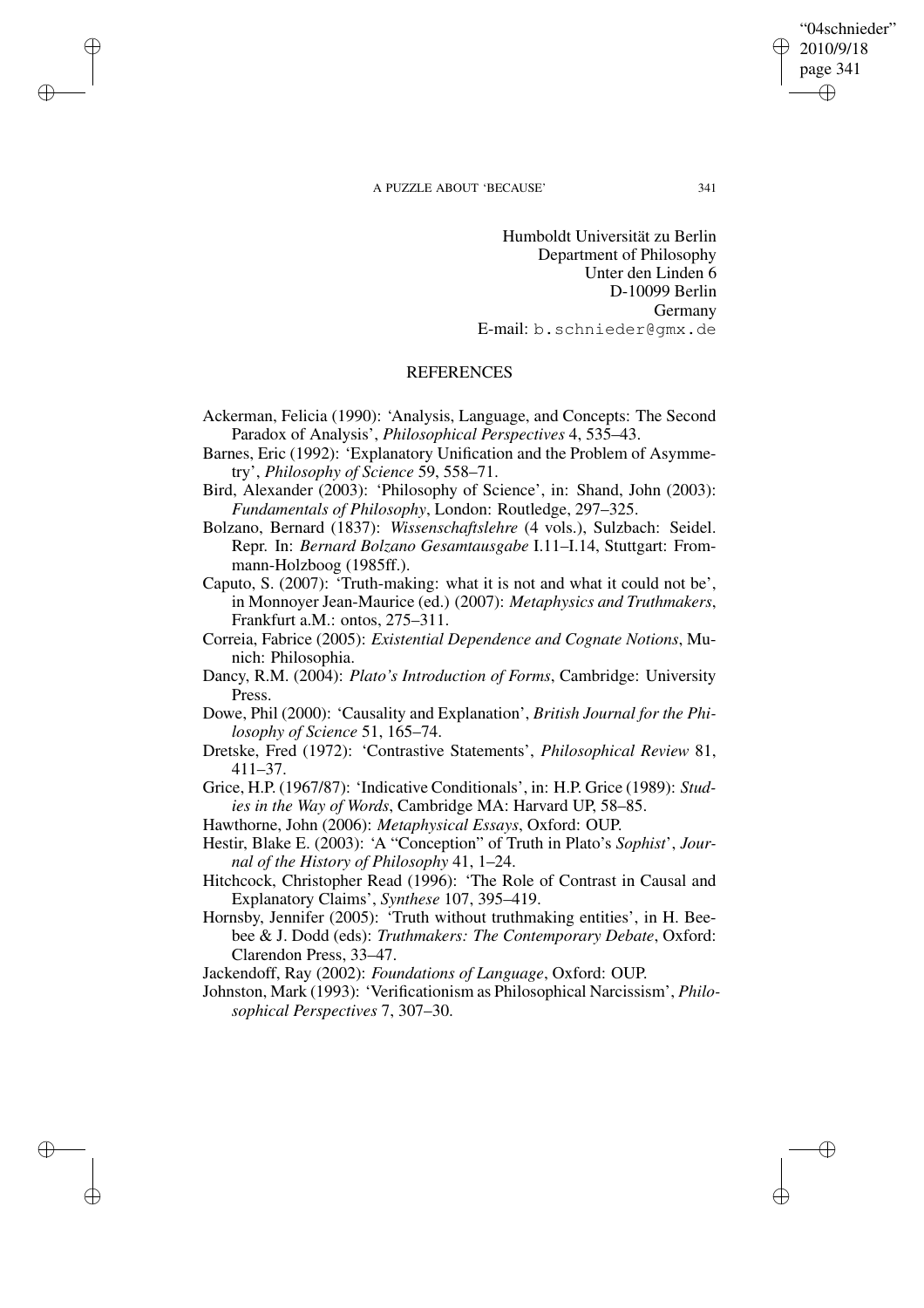Humboldt Universität zu Berlin
Department of Philosophy
Unter den Linden 6
D-10099 Berlin
Germany
E-mail: b.schnieder@gmx.de

## REFERENCES

Ackerman, Felicia (1990): 'Analysis, Language, and Concepts: The Second Paradox of Analysis', *Philosophical Perspectives* 4, 535–43.

Barnes, Eric (1992): 'Explanatory Unification and the Problem of Asymmetry', *Philosophy of Science* 59, 558–71.

Bird, Alexander (2003): 'Philosophy of Science', in: Shand, John (2003): *Fundamentals of Philosophy*, London: Routledge, 297–325.

Bolzano, Bernard (1837): *Wissenschaftslehre* (4 vols.), Sulzbach: Seidel. Repr. In: *Bernard Bolzano Gesamtausgabe* I.11–I.14, Stuttgart: Frommann-Holzboog (1985ff.).

Caputo, S. (2007): 'Truth-making: what it is not and what it could not be', in Monnoyer Jean-Maurice (ed.) (2007): *Metaphysics and Truthmakers*, Frankfurt a.M.: ontos, 275–311.

Correia, Fabrice (2005): *Existential Dependence and Cognate Notions*, Munich: Philosophia.

Dancy, R.M. (2004): *Plato's Introduction of Forms*, Cambridge: University Press.

Dowe, Phil (2000): 'Causality and Explanation', *British Journal for the Philosophy of Science* 51, 165–74.

Dretske, Fred (1972): 'Contrastive Statements', *Philosophical Review* 81, 411–37.

Grice, H.P. (1967/87): 'Indicative Conditionals', in: H.P. Grice (1989): *Studies in the Way of Words*, Cambridge MA: Harvard UP, 58–85.

Hawthorne, John (2006): *Metaphysical Essays*, Oxford: OUP.

Hestir, Blake E. (2003): 'A "Conception" of Truth in Plato's *Sophist*', *Journal of the History of Philosophy* 41, 1–24.

Hitchcock, Christopher Read (1996): 'The Role of Contrast in Causal and Explanatory Claims', *Synthese* 107, 395–419.

Hornsby, Jennifer (2005): 'Truth without truthmaking entities', in H. Beebee & J. Dodd (eds): *Truthmakers: The Contemporary Debate*, Oxford: Clarendon Press, 33–47.

Jackendoff, Ray (2002): *Foundations of Language*, Oxford: OUP.

Johnston, Mark (1993): 'Verificationism as Philosophical Narcissism', *Philosophical Perspectives* 7, 307–30.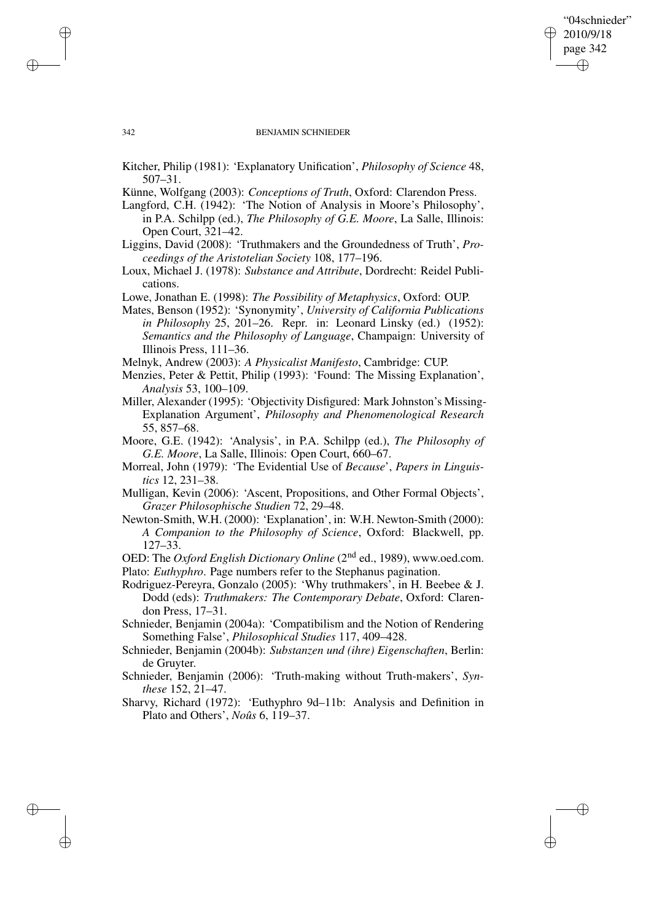Kitcher, Philip (1981): 'Explanatory Unification', *Philosophy of Science* 48, 507–31.

Künne, Wolfgang (2003): *Conceptions of Truth*, Oxford: Clarendon Press.

Langford, C.H. (1942): 'The Notion of Analysis in Moore's Philosophy', in P.A. Schilpp (ed.), *The Philosophy of G.E. Moore*, La Salle, Illinois: Open Court, 321–42.

Liggins, David (2008): 'Truthmakers and the Groundedness of Truth', *Proceedings of the Aristotelian Society* 108, 177–196.

Loux, Michael J. (1978): *Substance and Attribute*, Dordrecht: Reidel Publications.

Lowe, Jonathan E. (1998): *The Possibility of Metaphysics*, Oxford: OUP.

Mates, Benson (1952): 'Synonymity', *University of California Publications in Philosophy* 25, 201–26. Repr. in: Leonard Linsky (ed.) (1952): *Semantics and the Philosophy of Language*, Champaign: University of Illinois Press, 111–36.

Melnyk, Andrew (2003): *A Physicalist Manifesto*, Cambridge: CUP.

Menzies, Peter & Pettit, Philip (1993): 'Found: The Missing Explanation', *Analysis* 53, 100–109.

Miller, Alexander (1995): 'Objectivity Disfigured: Mark Johnston's Missing-Explanation Argument', *Philosophy and Phenomenological Research* 55, 857–68.

Moore, G.E. (1942): 'Analysis', in P.A. Schilpp (ed.), *The Philosophy of G.E. Moore*, La Salle, Illinois: Open Court, 660–67.

Morreal, John (1979): 'The Evidential Use of *Because*', *Papers in Linguistics* 12, 231–38.

Mulligan, Kevin (2006): 'Ascent, Propositions, and Other Formal Objects', *Grazer Philosophische Studien* 72, 29–48.

Newton-Smith, W.H. (2000): 'Explanation', in: W.H. Newton-Smith (2000): *A Companion to the Philosophy of Science*, Oxford: Blackwell, pp. 127–33.

OED: The *Oxford English Dictionary Online* (2nd ed., 1989), www.oed.com.

Plato: *Euthyphro*. Page numbers refer to the Stephanus pagination.

Rodriguez-Pereyra, Gonzalo (2005): 'Why truthmakers', in H. Beebee & J. Dodd (eds): *Truthmakers: The Contemporary Debate*, Oxford: Clarendon Press, 17–31.

Schnieder, Benjamin (2004a): 'Compatibilism and the Notion of Rendering Something False', *Philosophical Studies* 117, 409–428.

Schnieder, Benjamin (2004b): *Substanzen und (ihre) Eigenschaften*, Berlin: de Gruyter.

Schnieder, Benjamin (2006): 'Truth-making without Truth-makers', *Synthese* 152, 21–47.

Sharvy, Richard (1972): 'Euthyphro 9d–11b: Analysis and Definition in Plato and Others', *Noûs* 6, 119–37.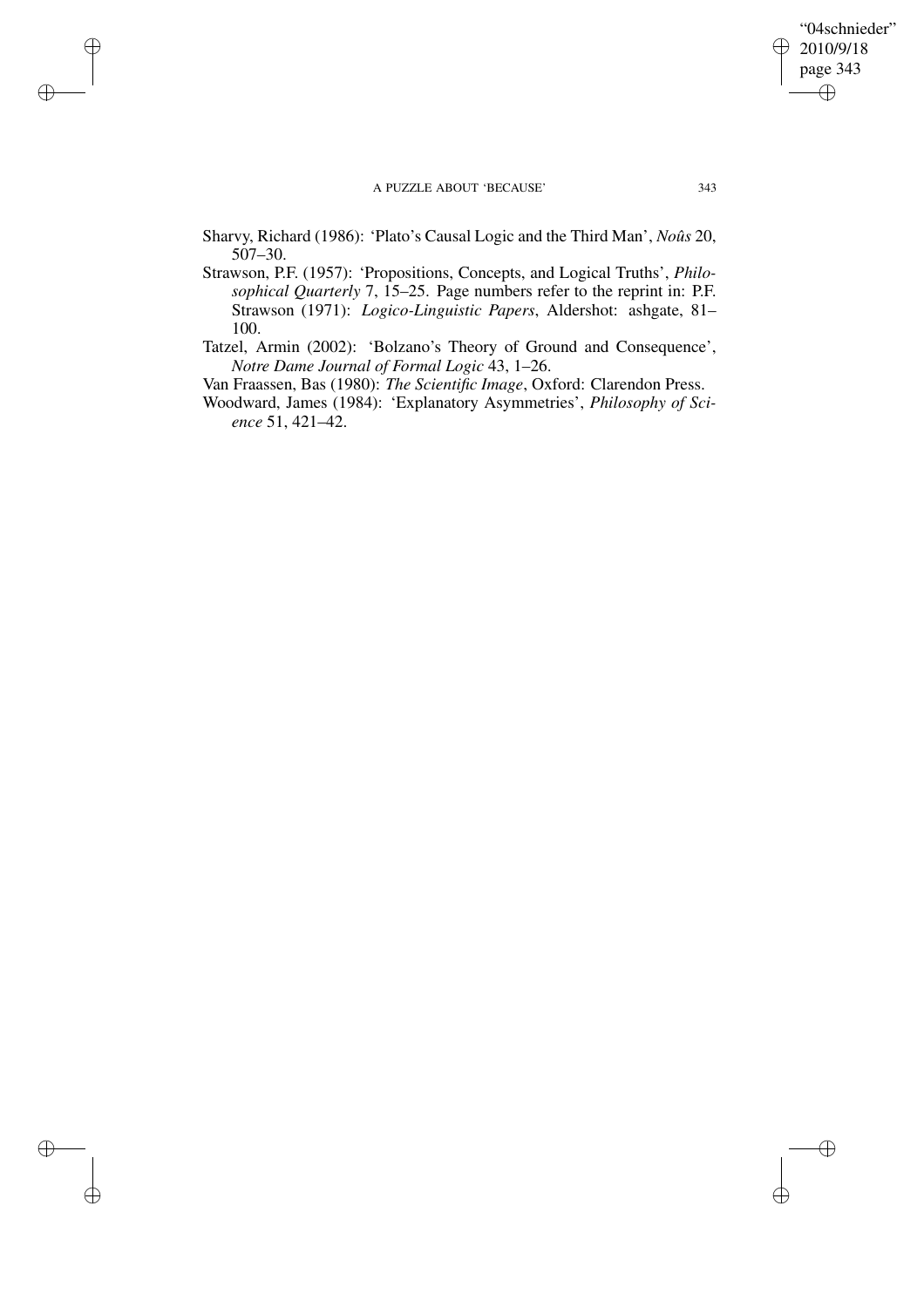Sharvy, Richard (1986): 'Plato's Causal Logic and the Third Man', *Noûs* 20, 507–30.

Strawson, P.F. (1957): 'Propositions, Concepts, and Logical Truths', *Philosophical Quarterly* 7, 15–25. Page numbers refer to the reprint in: P.F. Strawson (1971): *Logico-Linguistic Papers*, Aldershot: ashgate, 81–100.

Tatzel, Armin (2002): 'Bolzano's Theory of Ground and Consequence', *Notre Dame Journal of Formal Logic* 43, 1–26.

Van Fraassen, Bas (1980): *The Scientific Image*, Oxford: Clarendon Press.

Woodward, James (1984): 'Explanatory Asymmetries', *Philosophy of Science* 51, 421–42.